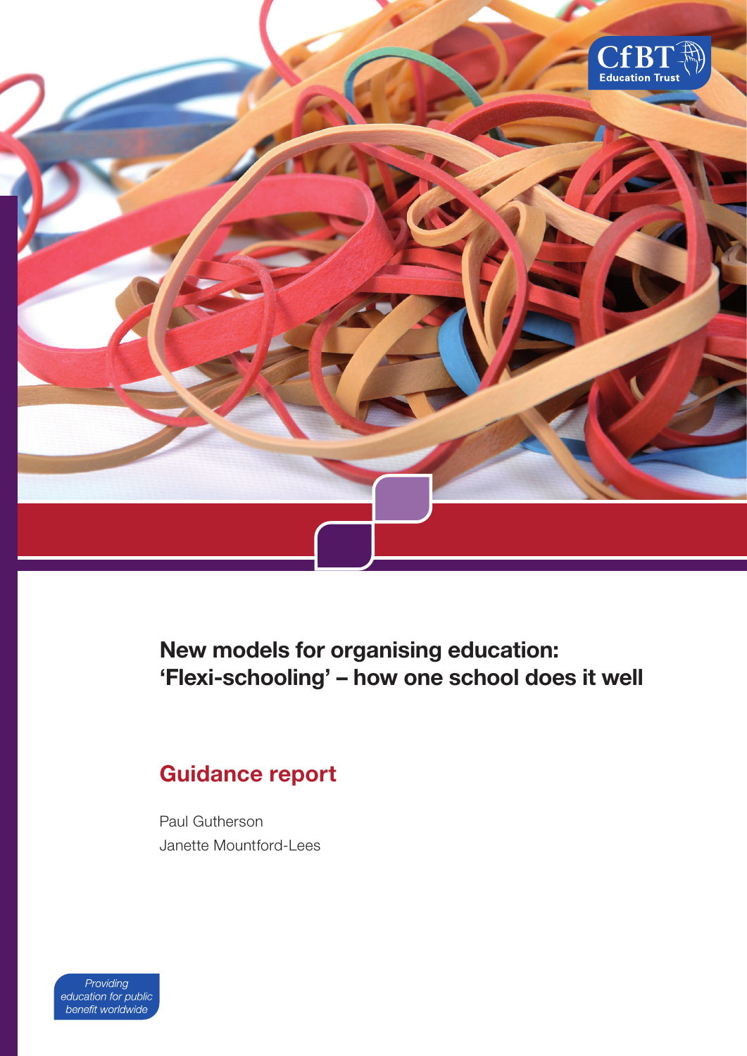CfBT Education Trust

# New models for organising education: 'Flexi-schooling' – how one school does it well

## Guidance report

Paul Gutherson

Janette Mountford-Lees

*Providing education for public benefit worldwide*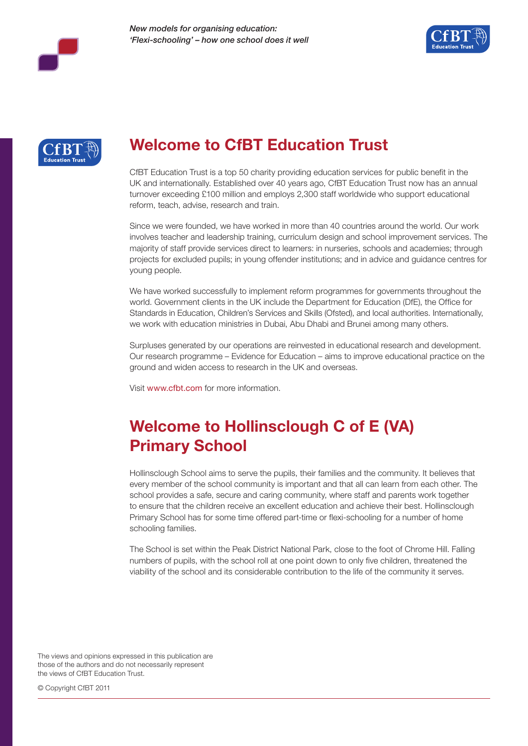## Welcome to CfBT Education Trust

CfBT Education Trust is a top 50 charity providing education services for public benefit in the UK and internationally. Established over 40 years ago, CfBT Education Trust now has an annual turnover exceeding £100 million and employs 2,300 staff worldwide who support educational reform, teach, advise, research and train.

Since we were founded, we have worked in more than 40 countries around the world. Our work involves teacher and leadership training, curriculum design and school improvement services. The majority of staff provide services direct to learners: in nurseries, schools and academies; through projects for excluded pupils; in young offender institutions; and in advice and guidance centres for young people.

We have worked successfully to implement reform programmes for governments throughout the world. Government clients in the UK include the Department for Education (DfE), the Office for Standards in Education, Children's Services and Skills (Ofsted), and local authorities. Internationally, we work with education ministries in Dubai, Abu Dhabi and Brunei among many others.

Surpluses generated by our operations are reinvested in educational research and development. Our research programme – Evidence for Education – aims to improve educational practice on the ground and widen access to research in the UK and overseas.

Visit www.cfbt.com for more information.

## Welcome to Hollinsclough C of E (VA) Primary School

Hollinsclough School aims to serve the pupils, their families and the community. It believes that every member of the school community is important and that all can learn from each other. The school provides a safe, secure and caring community, where staff and parents work together to ensure that the children receive an excellent education and achieve their best. Hollinsclough Primary School has for some time offered part-time or flexi-schooling for a number of home schooling families.

The School is set within the Peak District National Park, close to the foot of Chrome Hill. Falling numbers of pupils, with the school roll at one point down to only five children, threatened the viability of the school and its considerable contribution to the life of the community it serves.

The views and opinions expressed in this publication are those of the authors and do not necessarily represent the views of CfBT Education Trust.

© Copyright CfBT 2011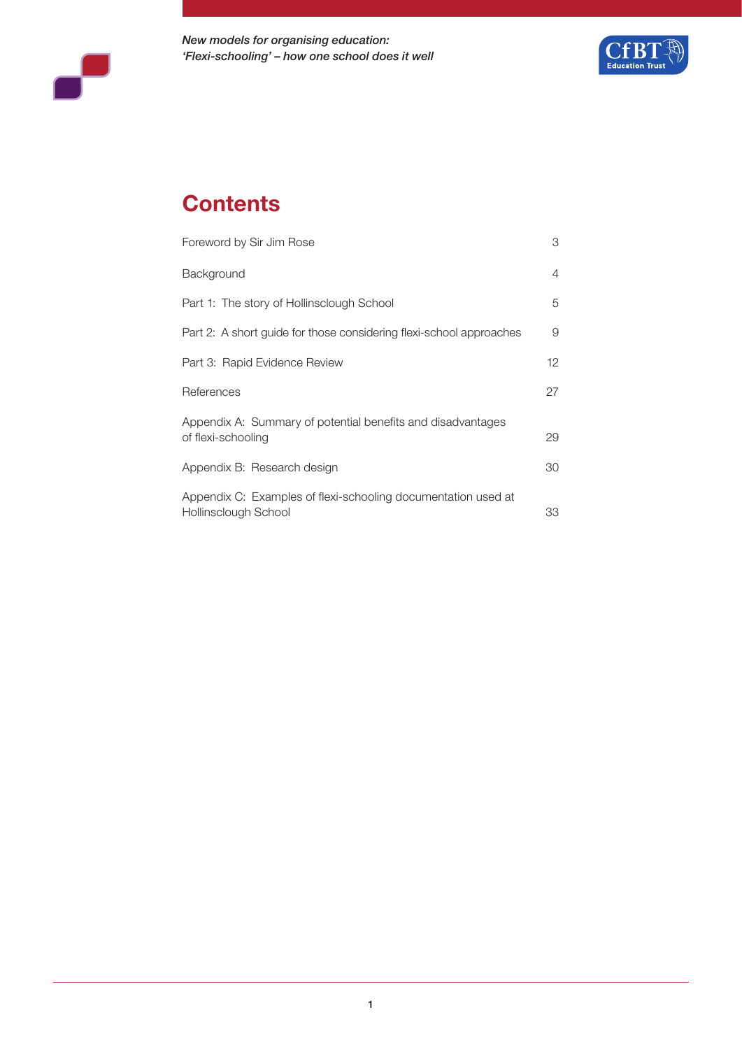# Contents

| | |
|---|---|
| Foreword by Sir Jim Rose | 3 |
| Background | 4 |
| Part 1: The story of Hollinsclough School | 5 |
| Part 2: A short guide for those considering flexi-school approaches | 9 |
| Part 3: Rapid Evidence Review | 12 |
| References | 27 |
| Appendix A: Summary of potential benefits and disadvantages of flexi-schooling | 29 |
| Appendix B: Research design | 30 |
| Appendix C: Examples of flexi-schooling documentation used at Hollinsclough School | 33 |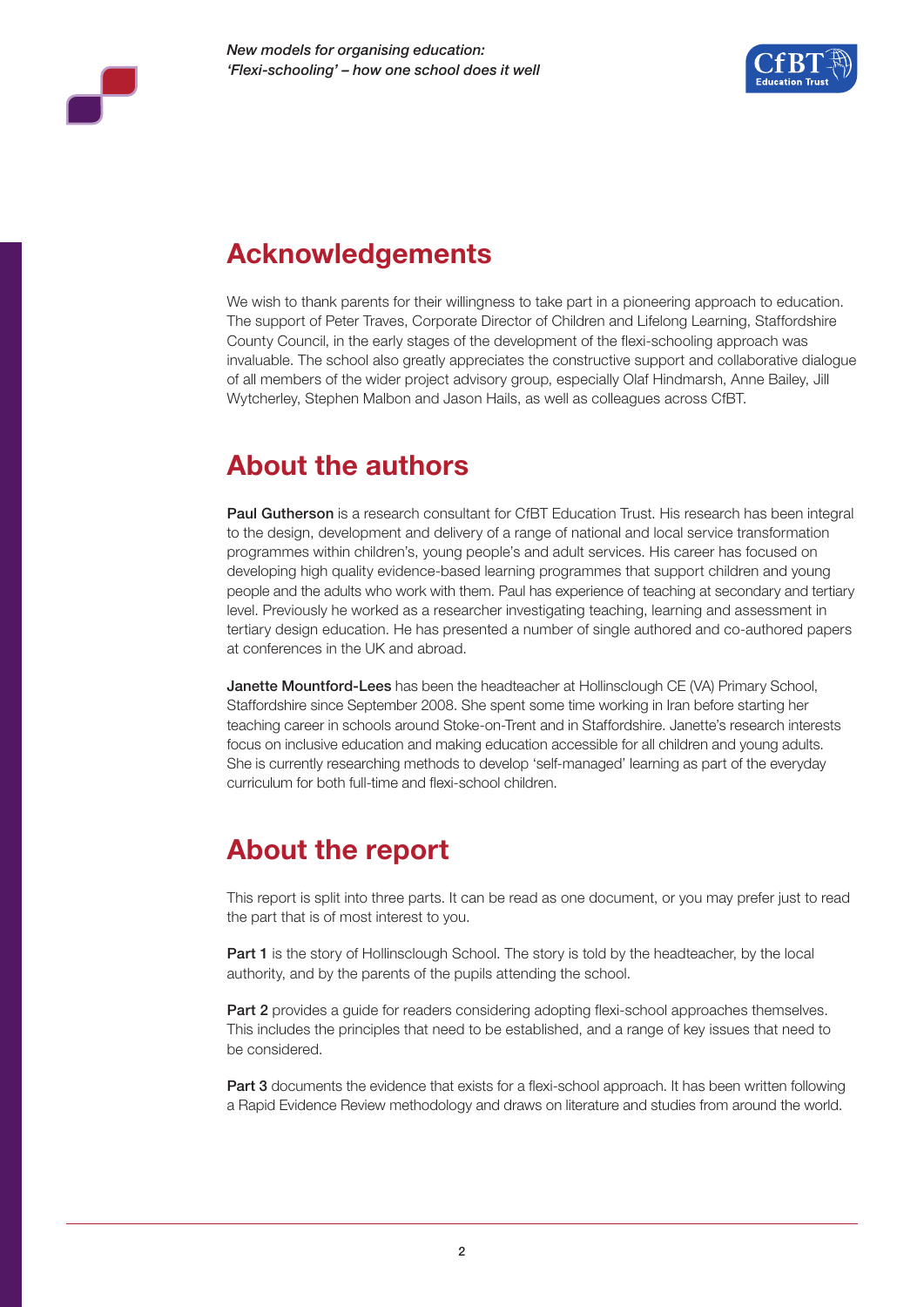## Acknowledgements

We wish to thank parents for their willingness to take part in a pioneering approach to education. The support of Peter Traves, Corporate Director of Children and Lifelong Learning, Staffordshire County Council, in the early stages of the development of the flexi-schooling approach was invaluable. The school also greatly appreciates the constructive support and collaborative dialogue of all members of the wider project advisory group, especially Olaf Hindmarsh, Anne Bailey, Jill Wytcherley, Stephen Malbon and Jason Hails, as well as colleagues across CfBT.

## About the authors

**Paul Gutherson** is a research consultant for CfBT Education Trust. His research has been integral to the design, development and delivery of a range of national and local service transformation programmes within children's, young people's and adult services. His career has focused on developing high quality evidence-based learning programmes that support children and young people and the adults who work with them. Paul has experience of teaching at secondary and tertiary level. Previously he worked as a researcher investigating teaching, learning and assessment in tertiary design education. He has presented a number of single authored and co-authored papers at conferences in the UK and abroad.

**Janette Mountford-Lees** has been the headteacher at Hollinsclough CE (VA) Primary School, Staffordshire since September 2008. She spent some time working in Iran before starting her teaching career in schools around Stoke-on-Trent and in Staffordshire. Janette's research interests focus on inclusive education and making education accessible for all children and young adults. She is currently researching methods to develop 'self-managed' learning as part of the everyday curriculum for both full-time and flexi-school children.

## About the report

This report is split into three parts. It can be read as one document, or you may prefer just to read the part that is of most interest to you.

**Part 1** is the story of Hollinsclough School. The story is told by the headteacher, by the local authority, and by the parents of the pupils attending the school.

**Part 2** provides a guide for readers considering adopting flexi-school approaches themselves. This includes the principles that need to be established, and a range of key issues that need to be considered.

**Part 3** documents the evidence that exists for a flexi-school approach. It has been written following a Rapid Evidence Review methodology and draws on literature and studies from around the world.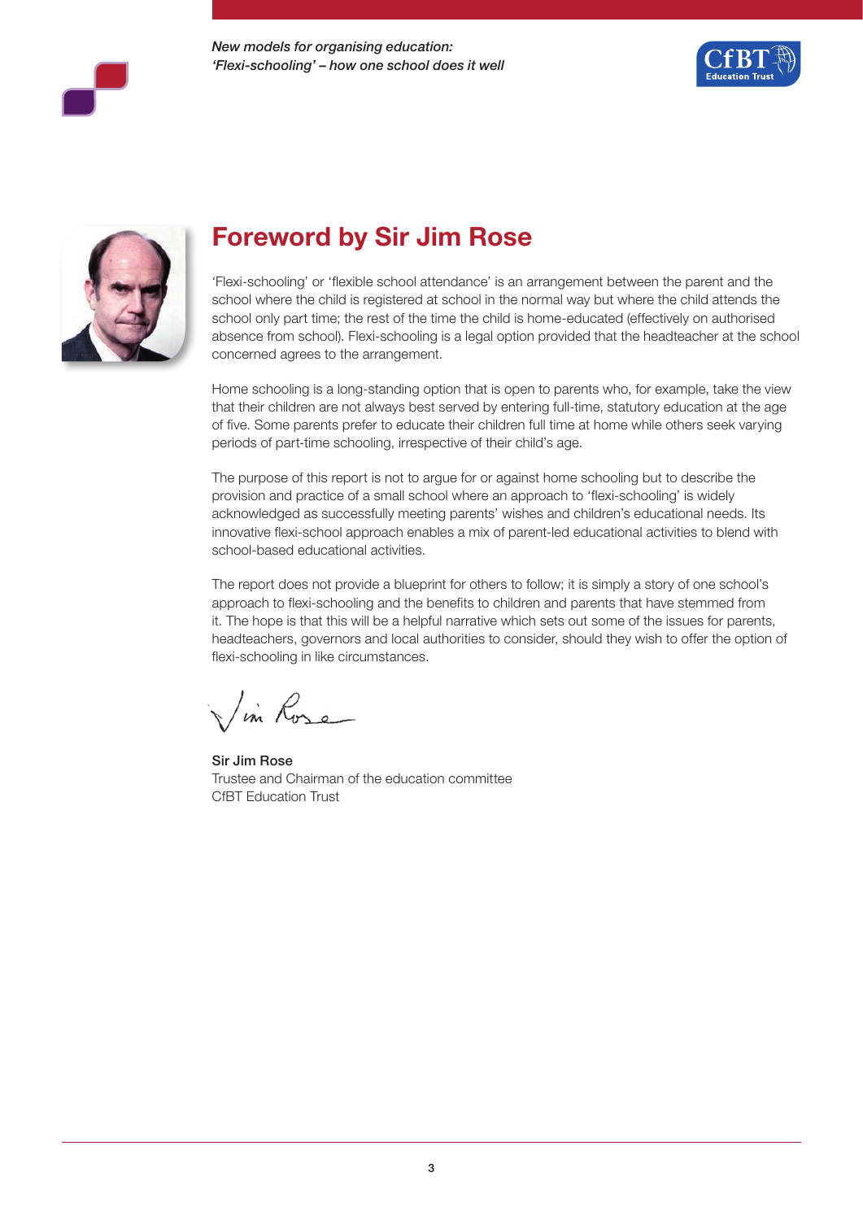# Foreword by Sir Jim Rose

'Flexi-schooling' or 'flexible school attendance' is an arrangement between the parent and the school where the child is registered at school in the normal way but where the child attends the school only part time; the rest of the time the child is home-educated (effectively on authorised absence from school). Flexi-schooling is a legal option provided that the headteacher at the school concerned agrees to the arrangement.

Home schooling is a long-standing option that is open to parents who, for example, take the view that their children are not always best served by entering full-time, statutory education at the age of five. Some parents prefer to educate their children full time at home while others seek varying periods of part-time schooling, irrespective of their child's age.

The purpose of this report is not to argue for or against home schooling but to describe the provision and practice of a small school where an approach to 'flexi-schooling' is widely acknowledged as successfully meeting parents' wishes and children's educational needs. Its innovative flexi-school approach enables a mix of parent-led educational activities to blend with school-based educational activities.

The report does not provide a blueprint for others to follow; it is simply a story of one school's approach to flexi-schooling and the benefits to children and parents that have stemmed from it. The hope is that this will be a helpful narrative which sets out some of the issues for parents, headteachers, governors and local authorities to consider, should they wish to offer the option of flexi-schooling in like circumstances.

**Sir Jim Rose**
Trustee and Chairman of the education committee
CfBT Education Trust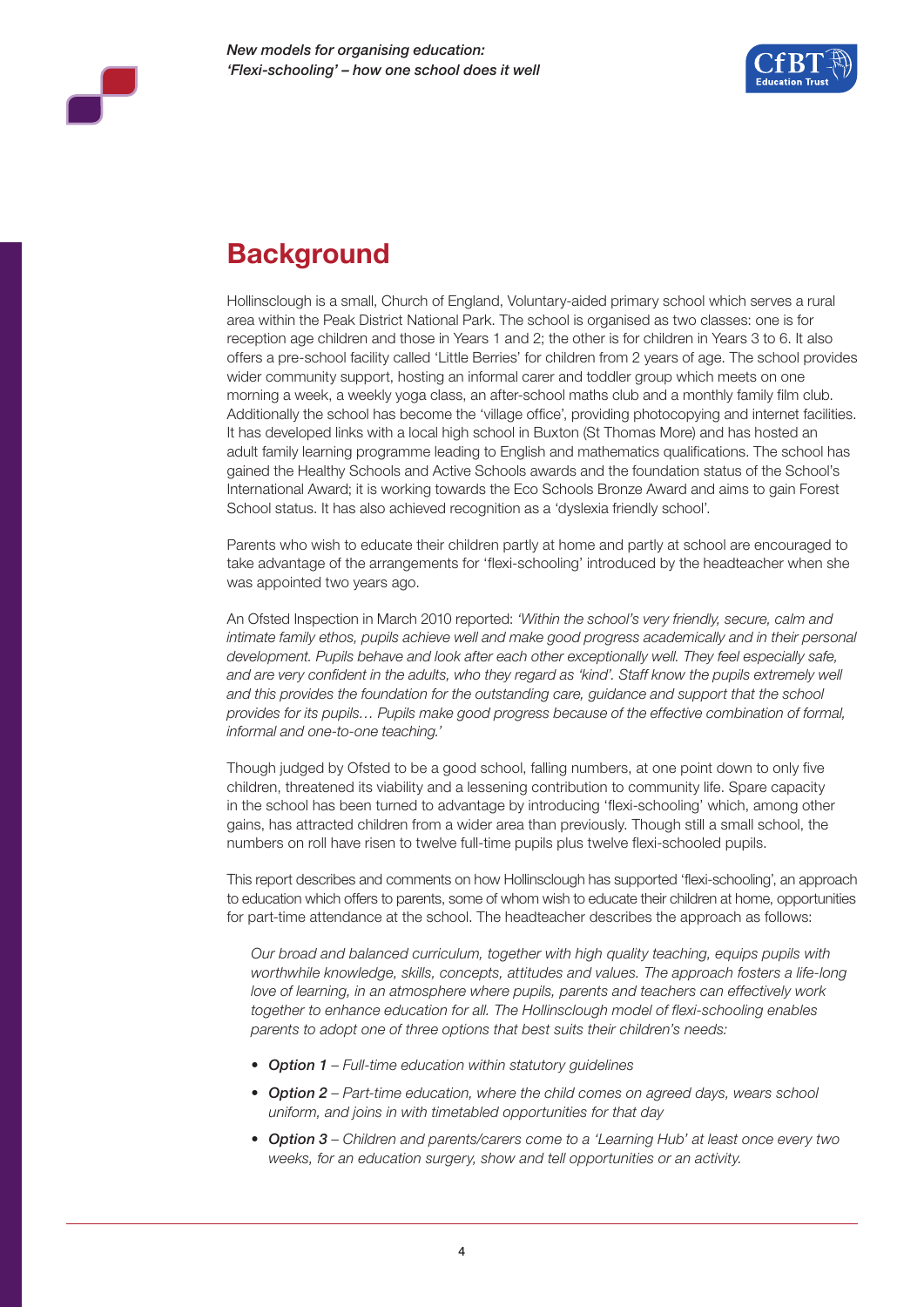## Background

Hollinsclough is a small, Church of England, Voluntary-aided primary school which serves a rural area within the Peak District National Park. The school is organised as two classes: one is for reception age children and those in Years 1 and 2; the other is for children in Years 3 to 6. It also offers a pre-school facility called 'Little Berries' for children from 2 years of age. The school provides wider community support, hosting an informal carer and toddler group which meets on one morning a week, a weekly yoga class, an after-school maths club and a monthly family film club. Additionally the school has become the 'village office', providing photocopying and internet facilities. It has developed links with a local high school in Buxton (St Thomas More) and has hosted an adult family learning programme leading to English and mathematics qualifications. The school has gained the Healthy Schools and Active Schools awards and the foundation status of the School's International Award; it is working towards the Eco Schools Bronze Award and aims to gain Forest School status. It has also achieved recognition as a 'dyslexia friendly school'.

Parents who wish to educate their children partly at home and partly at school are encouraged to take advantage of the arrangements for 'flexi-schooling' introduced by the headteacher when she was appointed two years ago.

An Ofsted Inspection in March 2010 reported: *'Within the school's very friendly, secure, calm and intimate family ethos, pupils achieve well and make good progress academically and in their personal development. Pupils behave and look after each other exceptionally well. They feel especially safe, and are very confident in the adults, who they regard as 'kind'. Staff know the pupils extremely well and this provides the foundation for the outstanding care, guidance and support that the school provides for its pupils… Pupils make good progress because of the effective combination of formal, informal and one-to-one teaching.'*

Though judged by Ofsted to be a good school, falling numbers, at one point down to only five children, threatened its viability and a lessening contribution to community life. Spare capacity in the school has been turned to advantage by introducing 'flexi-schooling' which, among other gains, has attracted children from a wider area than previously. Though still a small school, the numbers on roll have risen to twelve full-time pupils plus twelve flexi-schooled pupils.

This report describes and comments on how Hollinsclough has supported 'flexi-schooling', an approach to education which offers to parents, some of whom wish to educate their children at home, opportunities for part-time attendance at the school. The headteacher describes the approach as follows:

> *Our broad and balanced curriculum, together with high quality teaching, equips pupils with worthwhile knowledge, skills, concepts, attitudes and values. The approach fosters a life-long love of learning, in an atmosphere where pupils, parents and teachers can effectively work together to enhance education for all. The Hollinsclough model of flexi-schooling enables parents to adopt one of three options that best suits their children's needs:*
>
> - ***Option 1** – Full-time education within statutory guidelines*
> - ***Option 2** – Part-time education, where the child comes on agreed days, wears school uniform, and joins in with timetabled opportunities for that day*
> - ***Option 3** – Children and parents/carers come to a 'Learning Hub' at least once every two weeks, for an education surgery, show and tell opportunities or an activity.*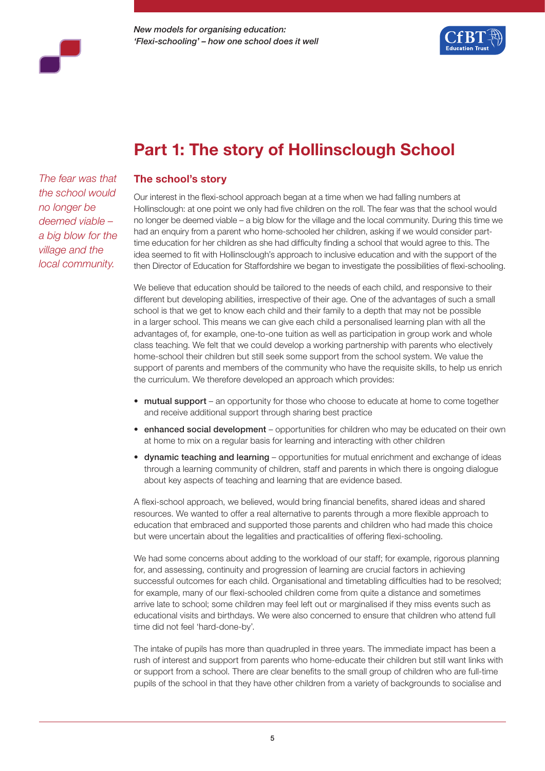# Part 1: The story of Hollinsclough School

*The fear was that the school would no longer be deemed viable – a big blow for the village and the local community.*

## The school's story

Our interest in the flexi-school approach began at a time when we had falling numbers at Hollinsclough: at one point we only had five children on the roll. The fear was that the school would no longer be deemed viable – a big blow for the village and the local community. During this time we had an enquiry from a parent who home-schooled her children, asking if we would consider part-time education for her children as she had difficulty finding a school that would agree to this. The idea seemed to fit with Hollinsclough's approach to inclusive education and with the support of the then Director of Education for Staffordshire we began to investigate the possibilities of flexi-schooling.

We believe that education should be tailored to the needs of each child, and responsive to their different but developing abilities, irrespective of their age. One of the advantages of such a small school is that we get to know each child and their family to a depth that may not be possible in a larger school. This means we can give each child a personalised learning plan with all the advantages of, for example, one-to-one tuition as well as participation in group work and whole class teaching. We felt that we could develop a working partnership with parents who electively home-school their children but still seek some support from the school system. We value the support of parents and members of the community who have the requisite skills, to help us enrich the curriculum. We therefore developed an approach which provides:

- **mutual support** – an opportunity for those who choose to educate at home to come together and receive additional support through sharing best practice
- **enhanced social development** – opportunities for children who may be educated on their own at home to mix on a regular basis for learning and interacting with other children
- **dynamic teaching and learning** – opportunities for mutual enrichment and exchange of ideas through a learning community of children, staff and parents in which there is ongoing dialogue about key aspects of teaching and learning that are evidence based.

A flexi-school approach, we believed, would bring financial benefits, shared ideas and shared resources. We wanted to offer a real alternative to parents through a more flexible approach to education that embraced and supported those parents and children who had made this choice but were uncertain about the legalities and practicalities of offering flexi-schooling.

We had some concerns about adding to the workload of our staff; for example, rigorous planning for, and assessing, continuity and progression of learning are crucial factors in achieving successful outcomes for each child. Organisational and timetabling difficulties had to be resolved; for example, many of our flexi-schooled children come from quite a distance and sometimes arrive late to school; some children may feel left out or marginalised if they miss events such as educational visits and birthdays. We were also concerned to ensure that children who attend full time did not feel 'hard-done-by'.

The intake of pupils has more than quadrupled in three years. The immediate impact has been a rush of interest and support from parents who home-educate their children but still want links with or support from a school. There are clear benefits to the small group of children who are full-time pupils of the school in that they have other children from a variety of backgrounds to socialise and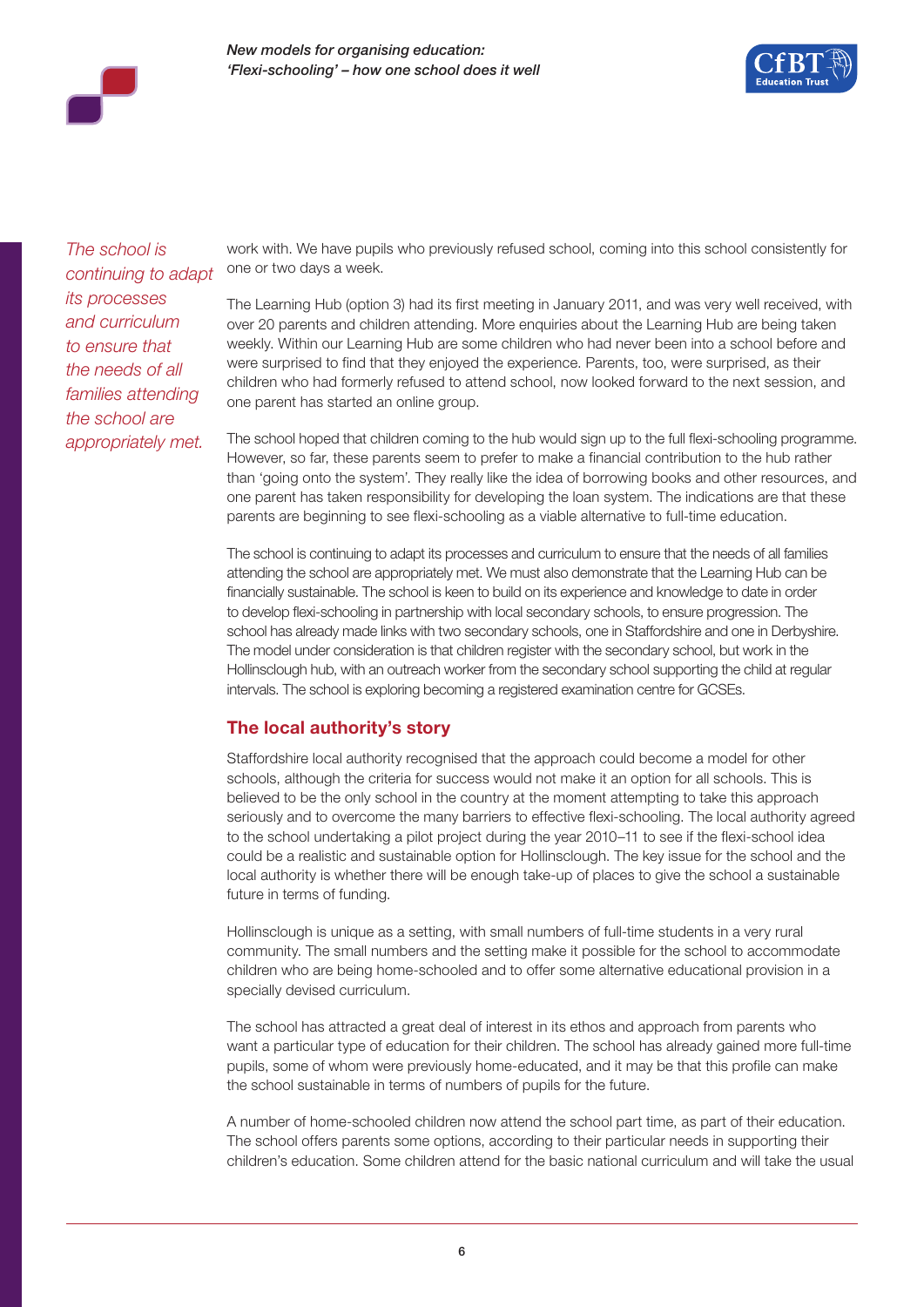*The school is continuing to adapt its processes and curriculum to ensure that the needs of all families attending the school are appropriately met.*

work with. We have pupils who previously refused school, coming into this school consistently for one or two days a week.

The Learning Hub (option 3) had its first meeting in January 2011, and was very well received, with over 20 parents and children attending. More enquiries about the Learning Hub are being taken weekly. Within our Learning Hub are some children who had never been into a school before and were surprised to find that they enjoyed the experience. Parents, too, were surprised, as their children who had formerly refused to attend school, now looked forward to the next session, and one parent has started an online group.

The school hoped that children coming to the hub would sign up to the full flexi-schooling programme. However, so far, these parents seem to prefer to make a financial contribution to the hub rather than 'going onto the system'. They really like the idea of borrowing books and other resources, and one parent has taken responsibility for developing the loan system. The indications are that these parents are beginning to see flexi-schooling as a viable alternative to full-time education.

The school is continuing to adapt its processes and curriculum to ensure that the needs of all families attending the school are appropriately met. We must also demonstrate that the Learning Hub can be financially sustainable. The school is keen to build on its experience and knowledge to date in order to develop flexi-schooling in partnership with local secondary schools, to ensure progression. The school has already made links with two secondary schools, one in Staffordshire and one in Derbyshire. The model under consideration is that children register with the secondary school, but work in the Hollinsclough hub, with an outreach worker from the secondary school supporting the child at regular intervals. The school is exploring becoming a registered examination centre for GCSEs.

## The local authority's story

Staffordshire local authority recognised that the approach could become a model for other schools, although the criteria for success would not make it an option for all schools. This is believed to be the only school in the country at the moment attempting to take this approach seriously and to overcome the many barriers to effective flexi-schooling. The local authority agreed to the school undertaking a pilot project during the year 2010–11 to see if the flexi-school idea could be a realistic and sustainable option for Hollinsclough. The key issue for the school and the local authority is whether there will be enough take-up of places to give the school a sustainable future in terms of funding.

Hollinsclough is unique as a setting, with small numbers of full-time students in a very rural community. The small numbers and the setting make it possible for the school to accommodate children who are being home-schooled and to offer some alternative educational provision in a specially devised curriculum.

The school has attracted a great deal of interest in its ethos and approach from parents who want a particular type of education for their children. The school has already gained more full-time pupils, some of whom were previously home-educated, and it may be that this profile can make the school sustainable in terms of numbers of pupils for the future.

A number of home-schooled children now attend the school part time, as part of their education. The school offers parents some options, according to their particular needs in supporting their children's education. Some children attend for the basic national curriculum and will take the usual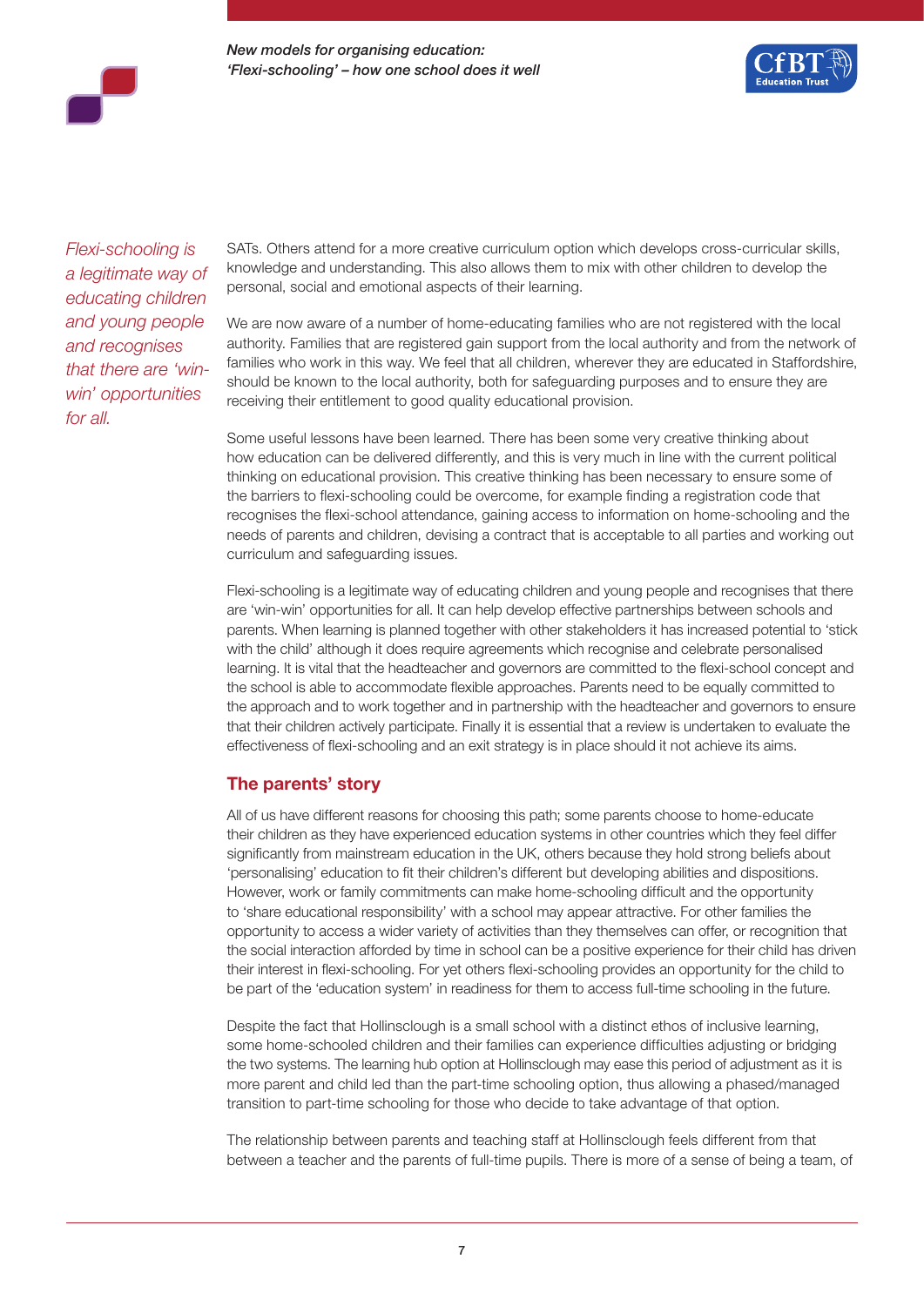*Flexi-schooling is a legitimate way of educating children and young people and recognises that there are 'win-win' opportunities for all.*

SATs. Others attend for a more creative curriculum option which develops cross-curricular skills, knowledge and understanding. This also allows them to mix with other children to develop the personal, social and emotional aspects of their learning.

We are now aware of a number of home-educating families who are not registered with the local authority. Families that are registered gain support from the local authority and from the network of families who work in this way. We feel that all children, wherever they are educated in Staffordshire, should be known to the local authority, both for safeguarding purposes and to ensure they are receiving their entitlement to good quality educational provision.

Some useful lessons have been learned. There has been some very creative thinking about how education can be delivered differently, and this is very much in line with the current political thinking on educational provision. This creative thinking has been necessary to ensure some of the barriers to flexi-schooling could be overcome, for example finding a registration code that recognises the flexi-school attendance, gaining access to information on home-schooling and the needs of parents and children, devising a contract that is acceptable to all parties and working out curriculum and safeguarding issues.

Flexi-schooling is a legitimate way of educating children and young people and recognises that there are 'win-win' opportunities for all. It can help develop effective partnerships between schools and parents. When learning is planned together with other stakeholders it has increased potential to 'stick with the child' although it does require agreements which recognise and celebrate personalised learning. It is vital that the headteacher and governors are committed to the flexi-school concept and the school is able to accommodate flexible approaches. Parents need to be equally committed to the approach and to work together and in partnership with the headteacher and governors to ensure that their children actively participate. Finally it is essential that a review is undertaken to evaluate the effectiveness of flexi-schooling and an exit strategy is in place should it not achieve its aims.

## The parents' story

All of us have different reasons for choosing this path; some parents choose to home-educate their children as they have experienced education systems in other countries which they feel differ significantly from mainstream education in the UK, others because they hold strong beliefs about 'personalising' education to fit their children's different but developing abilities and dispositions. However, work or family commitments can make home-schooling difficult and the opportunity to 'share educational responsibility' with a school may appear attractive. For other families the opportunity to access a wider variety of activities than they themselves can offer, or recognition that the social interaction afforded by time in school can be a positive experience for their child has driven their interest in flexi-schooling. For yet others flexi-schooling provides an opportunity for the child to be part of the 'education system' in readiness for them to access full-time schooling in the future.

Despite the fact that Hollinsclough is a small school with a distinct ethos of inclusive learning, some home-schooled children and their families can experience difficulties adjusting or bridging the two systems. The learning hub option at Hollinsclough may ease this period of adjustment as it is more parent and child led than the part-time schooling option, thus allowing a phased/managed transition to part-time schooling for those who decide to take advantage of that option.

The relationship between parents and teaching staff at Hollinsclough feels different from that between a teacher and the parents of full-time pupils. There is more of a sense of being a team, of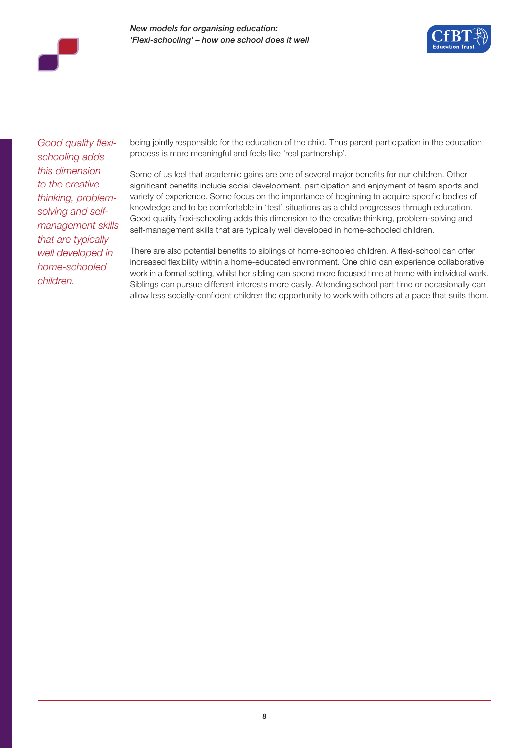*Good quality flexi-schooling adds this dimension to the creative thinking, problem-solving and self-management skills that are typically well developed in home-schooled children.*

being jointly responsible for the education of the child. Thus parent participation in the education process is more meaningful and feels like 'real partnership'.

Some of us feel that academic gains are one of several major benefits for our children. Other significant benefits include social development, participation and enjoyment of team sports and variety of experience. Some focus on the importance of beginning to acquire specific bodies of knowledge and to be comfortable in 'test' situations as a child progresses through education. Good quality flexi-schooling adds this dimension to the creative thinking, problem-solving and self-management skills that are typically well developed in home-schooled children.

There are also potential benefits to siblings of home-schooled children. A flexi-school can offer increased flexibility within a home-educated environment. One child can experience collaborative work in a formal setting, whilst her sibling can spend more focused time at home with individual work. Siblings can pursue different interests more easily. Attending school part time or occasionally can allow less socially-confident children the opportunity to work with others at a pace that suits them.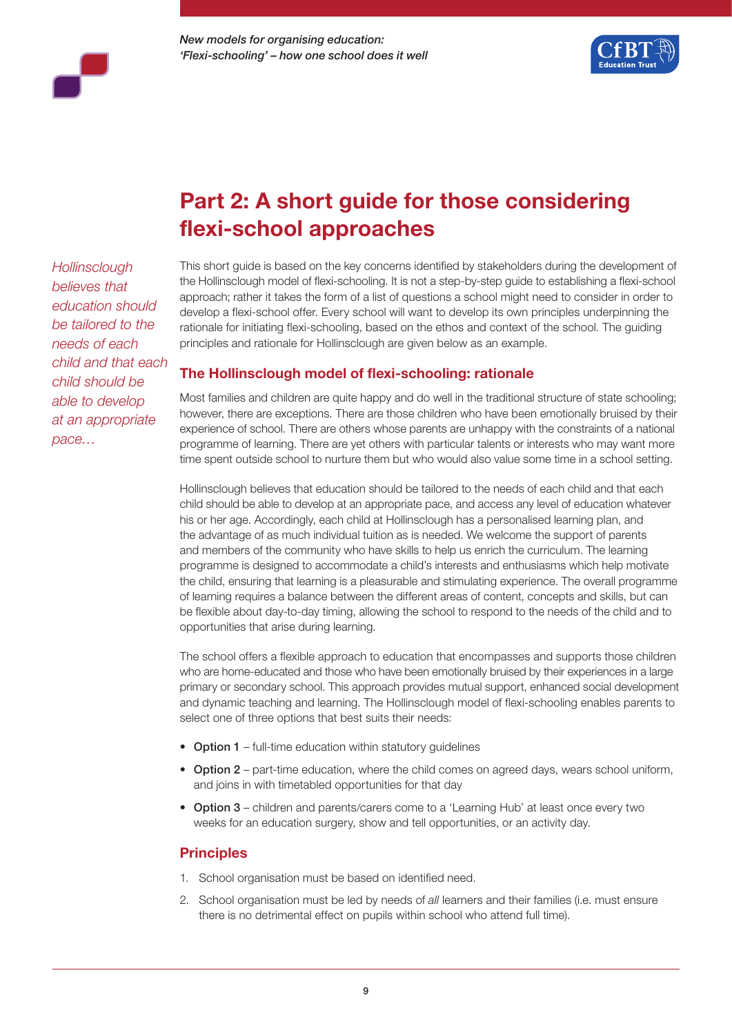# Part 2: A short guide for those considering flexi-school approaches

*Hollinsclough believes that education should be tailored to the needs of each child and that each child should be able to develop at an appropriate pace…*

This short guide is based on the key concerns identified by stakeholders during the development of the Hollinsclough model of flexi-schooling. It is not a step-by-step guide to establishing a flexi-school approach; rather it takes the form of a list of questions a school might need to consider in order to develop a flexi-school offer. Every school will want to develop its own principles underpinning the rationale for initiating flexi-schooling, based on the ethos and context of the school. The guiding principles and rationale for Hollinsclough are given below as an example.

## The Hollinsclough model of flexi-schooling: rationale

Most families and children are quite happy and do well in the traditional structure of state schooling; however, there are exceptions. There are those children who have been emotionally bruised by their experience of school. There are others whose parents are unhappy with the constraints of a national programme of learning. There are yet others with particular talents or interests who may want more time spent outside school to nurture them but who would also value some time in a school setting.

Hollinsclough believes that education should be tailored to the needs of each child and that each child should be able to develop at an appropriate pace, and access any level of education whatever his or her age. Accordingly, each child at Hollinsclough has a personalised learning plan, and the advantage of as much individual tuition as is needed. We welcome the support of parents and members of the community who have skills to help us enrich the curriculum. The learning programme is designed to accommodate a child's interests and enthusiasms which help motivate the child, ensuring that learning is a pleasurable and stimulating experience. The overall programme of learning requires a balance between the different areas of content, concepts and skills, but can be flexible about day-to-day timing, allowing the school to respond to the needs of the child and to opportunities that arise during learning.

The school offers a flexible approach to education that encompasses and supports those children who are home-educated and those who have been emotionally bruised by their experiences in a large primary or secondary school. This approach provides mutual support, enhanced social development and dynamic teaching and learning. The Hollinsclough model of flexi-schooling enables parents to select one of three options that best suits their needs:

- **Option 1** – full-time education within statutory guidelines
- **Option 2** – part-time education, where the child comes on agreed days, wears school uniform, and joins in with timetabled opportunities for that day
- **Option 3** – children and parents/carers come to a 'Learning Hub' at least once every two weeks for an education surgery, show and tell opportunities, or an activity day.

## Principles

1. School organisation must be based on identified need.
2. School organisation must be led by needs of *all* learners and their families (i.e. must ensure there is no detrimental effect on pupils within school who attend full time).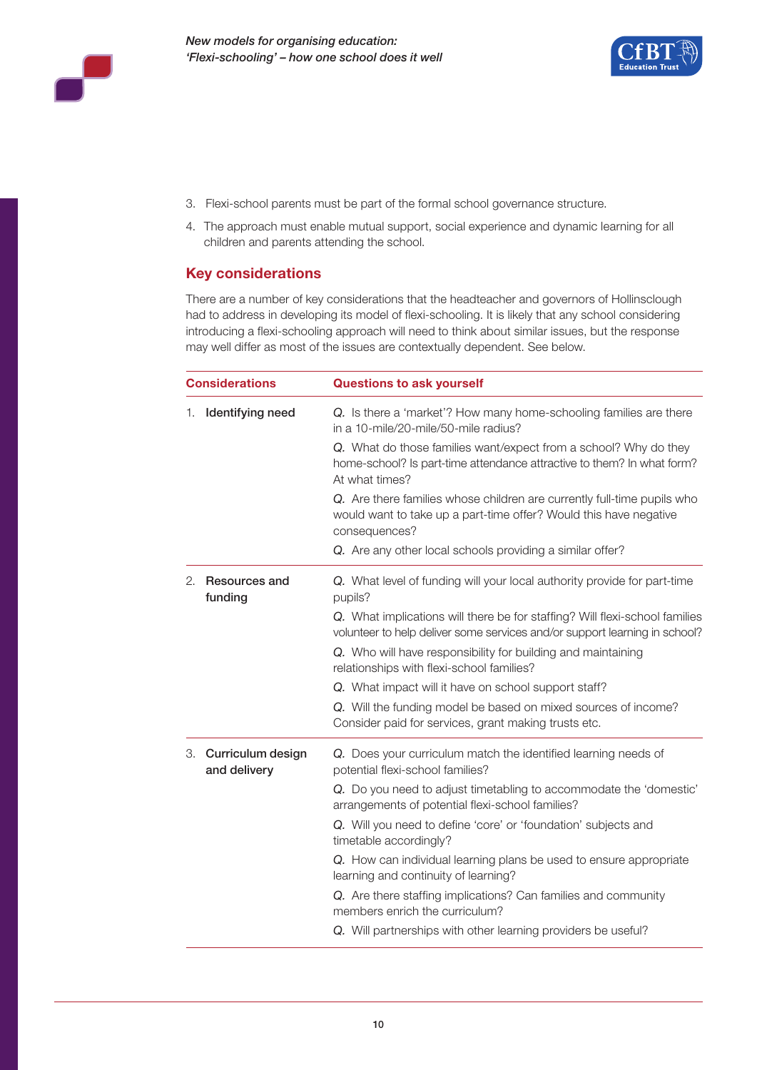3. Flexi-school parents must be part of the formal school governance structure.
4. The approach must enable mutual support, social experience and dynamic learning for all children and parents attending the school.

## Key considerations

There are a number of key considerations that the headteacher and governors of Hollinsclough had to address in developing its model of flexi-schooling. It is likely that any school considering introducing a flexi-schooling approach will need to think about similar issues, but the response may well differ as most of the issues are contextually dependent. See below.

| Considerations | Questions to ask yourself |
|---|---|
| 1. **Identifying need** | *Q.* Is there a 'market'? How many home-schooling families are there in a 10-mile/20-mile/50-mile radius?<br>*Q.* What do those families want/expect from a school? Why do they home-school? Is part-time attendance attractive to them? In what form? At what times?<br>*Q.* Are there families whose children are currently full-time pupils who would want to take up a part-time offer? Would this have negative consequences?<br>*Q.* Are any other local schools providing a similar offer? |
| 2. **Resources and funding** | *Q.* What level of funding will your local authority provide for part-time pupils?<br>*Q.* What implications will there be for staffing? Will flexi-school families volunteer to help deliver some services and/or support learning in school?<br>*Q.* Who will have responsibility for building and maintaining relationships with flexi-school families?<br>*Q.* What impact will it have on school support staff?<br>*Q.* Will the funding model be based on mixed sources of income? Consider paid for services, grant making trusts etc. |
| 3. **Curriculum design and delivery** | *Q.* Does your curriculum match the identified learning needs of potential flexi-school families?<br>*Q.* Do you need to adjust timetabling to accommodate the 'domestic' arrangements of potential flexi-school families?<br>*Q.* Will you need to define 'core' or 'foundation' subjects and timetable accordingly?<br>*Q.* How can individual learning plans be used to ensure appropriate learning and continuity of learning?<br>*Q.* Are there staffing implications? Can families and community members enrich the curriculum?<br>*Q.* Will partnerships with other learning providers be useful? |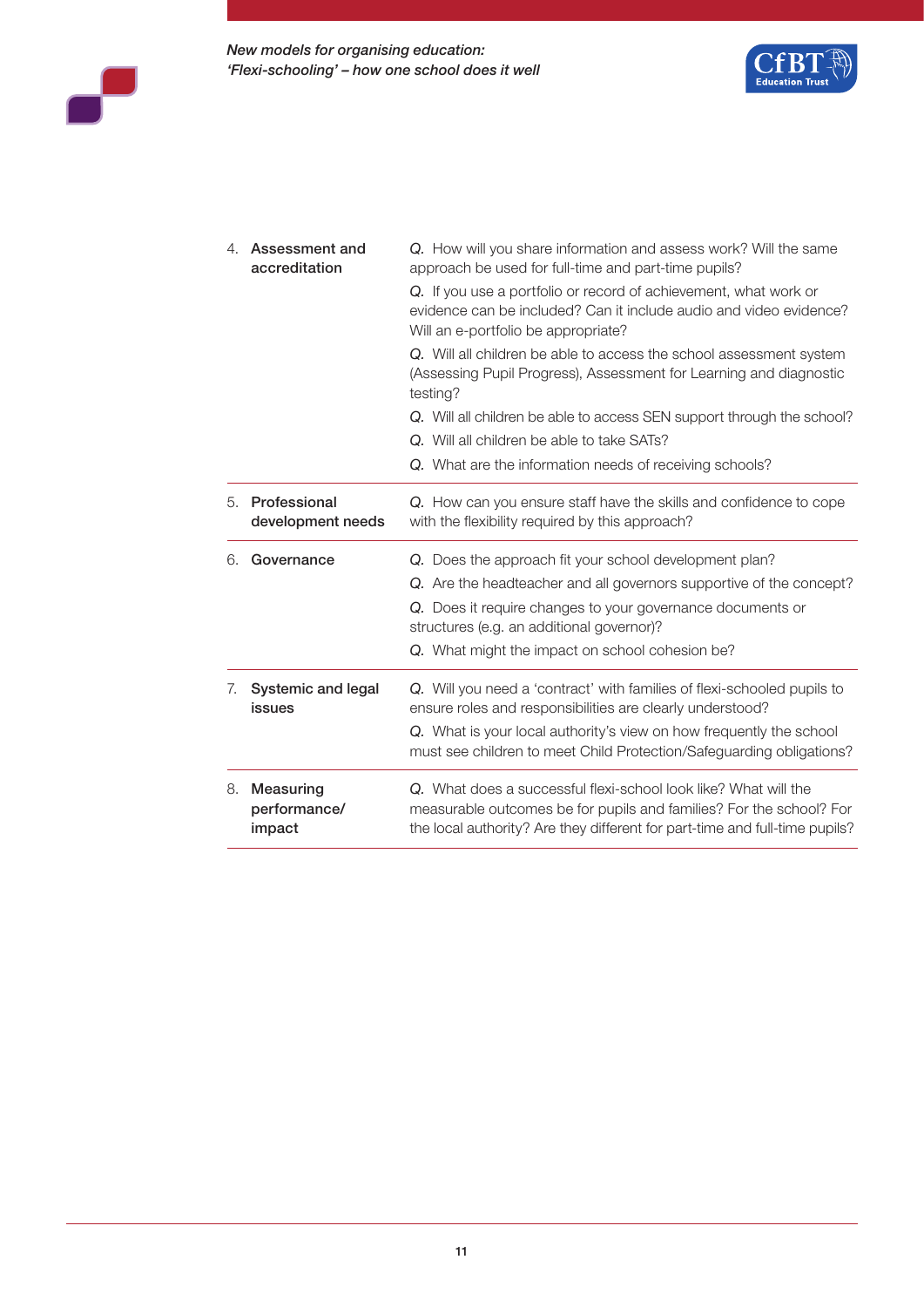| | |
|---|---|
| 4. **Assessment and accreditation** | *Q.* How will you share information and assess work? Will the same approach be used for full-time and part-time pupils?<br>*Q.* If you use a portfolio or record of achievement, what work or evidence can be included? Can it include audio and video evidence? Will an e-portfolio be appropriate?<br>*Q.* Will all children be able to access the school assessment system (Assessing Pupil Progress), Assessment for Learning and diagnostic testing?<br>*Q.* Will all children be able to access SEN support through the school?<br>*Q.* Will all children be able to take SATs?<br>*Q.* What are the information needs of receiving schools? |
| 5. **Professional development needs** | *Q.* How can you ensure staff have the skills and confidence to cope with the flexibility required by this approach? |
| 6. **Governance** | *Q.* Does the approach fit your school development plan?<br>*Q.* Are the headteacher and all governors supportive of the concept?<br>*Q.* Does it require changes to your governance documents or structures (e.g. an additional governor)?<br>*Q.* What might the impact on school cohesion be? |
| 7. **Systemic and legal issues** | *Q.* Will you need a 'contract' with families of flexi-schooled pupils to ensure roles and responsibilities are clearly understood?<br>*Q.* What is your local authority's view on how frequently the school must see children to meet Child Protection/Safeguarding obligations? |
| 8. **Measuring performance/ impact** | *Q.* What does a successful flexi-school look like? What will the measurable outcomes be for pupils and families? For the school? For the local authority? Are they different for part-time and full-time pupils? |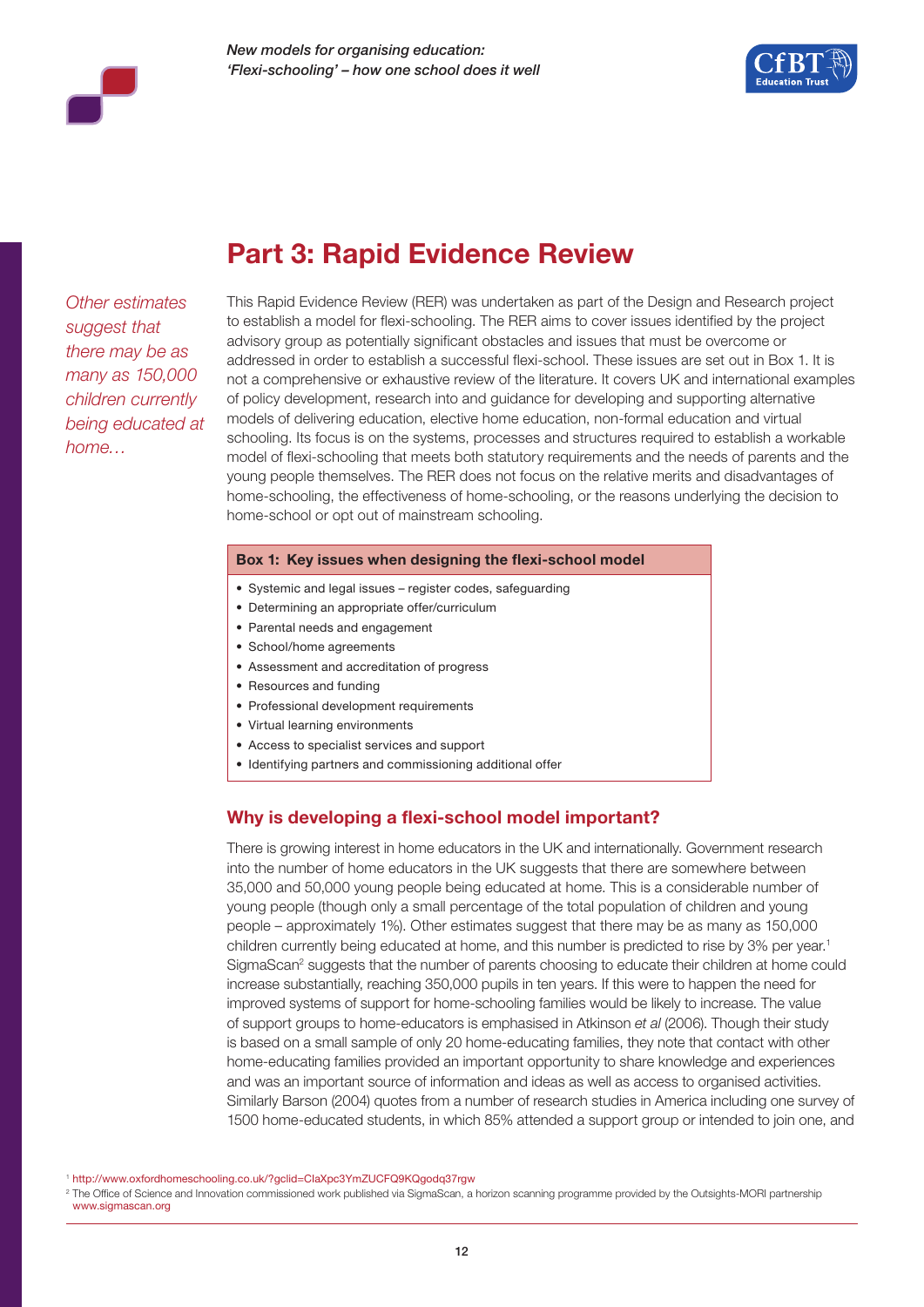# Part 3: Rapid Evidence Review

*Other estimates suggest that there may be as many as 150,000 children currently being educated at home…*

This Rapid Evidence Review (RER) was undertaken as part of the Design and Research project to establish a model for flexi-schooling. The RER aims to cover issues identified by the project advisory group as potentially significant obstacles and issues that must be overcome or addressed in order to establish a successful flexi-school. These issues are set out in Box 1. It is not a comprehensive or exhaustive review of the literature. It covers UK and international examples of policy development, research into and guidance for developing and supporting alternative models of delivering education, elective home education, non-formal education and virtual schooling. Its focus is on the systems, processes and structures required to establish a workable model of flexi-schooling that meets both statutory requirements and the needs of parents and the young people themselves. The RER does not focus on the relative merits and disadvantages of home-schooling, the effectiveness of home-schooling, or the reasons underlying the decision to home-school or opt out of mainstream schooling.

**Box 1: Key issues when designing the flexi-school model**

- Systemic and legal issues – register codes, safeguarding
- Determining an appropriate offer/curriculum
- Parental needs and engagement
- School/home agreements
- Assessment and accreditation of progress
- Resources and funding
- Professional development requirements
- Virtual learning environments
- Access to specialist services and support
- Identifying partners and commissioning additional offer

## Why is developing a flexi-school model important?

There is growing interest in home educators in the UK and internationally. Government research into the number of home educators in the UK suggests that there are somewhere between 35,000 and 50,000 young people being educated at home. This is a considerable number of young people (though only a small percentage of the total population of children and young people – approximately 1%). Other estimates suggest that there may be as many as 150,000 children currently being educated at home, and this number is predicted to rise by 3% per year.[1] SigmaScan[2] suggests that the number of parents choosing to educate their children at home could increase substantially, reaching 350,000 pupils in ten years. If this were to happen the need for improved systems of support for home-schooling families would be likely to increase. The value of support groups to home-educators is emphasised in Atkinson *et al* (2006). Though their study is based on a small sample of only 20 home-educating families, they note that contact with other home-educating families provided an important opportunity to share knowledge and experiences and was an important source of information and ideas as well as access to organised activities. Similarly Barson (2004) quotes from a number of research studies in America including one survey of 1500 home-educated students, in which 85% attended a support group or intended to join one, and

[1] http://www.oxfordhomeschooling.co.uk/?gclid=CIaXpc3YmZUCFQ9KQgodq37rgw

[2] The Office of Science and Innovation commissioned work published via SigmaScan, a horizon scanning programme provided by the Outsights-MORI partnership www.sigmascan.org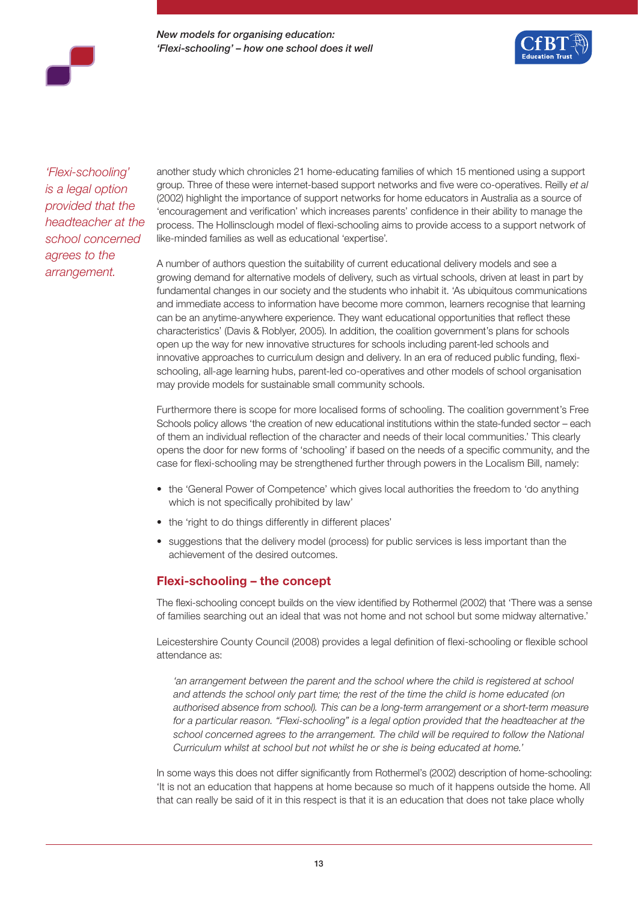*'Flexi-schooling' is a legal option provided that the headteacher at the school concerned agrees to the arrangement.*

another study which chronicles 21 home-educating families of which 15 mentioned using a support group. Three of these were internet-based support networks and five were co-operatives. Reilly *et al* (2002) highlight the importance of support networks for home educators in Australia as a source of 'encouragement and verification' which increases parents' confidence in their ability to manage the process. The Hollinsclough model of flexi-schooling aims to provide access to a support network of like-minded families as well as educational 'expertise'.

A number of authors question the suitability of current educational delivery models and see a growing demand for alternative models of delivery, such as virtual schools, driven at least in part by fundamental changes in our society and the students who inhabit it. 'As ubiquitous communications and immediate access to information have become more common, learners recognise that learning can be an anytime-anywhere experience. They want educational opportunities that reflect these characteristics' (Davis & Roblyer, 2005). In addition, the coalition government's plans for schools open up the way for new innovative structures for schools including parent-led schools and innovative approaches to curriculum design and delivery. In an era of reduced public funding, flexi-schooling, all-age learning hubs, parent-led co-operatives and other models of school organisation may provide models for sustainable small community schools.

Furthermore there is scope for more localised forms of schooling. The coalition government's Free Schools policy allows 'the creation of new educational institutions within the state-funded sector – each of them an individual reflection of the character and needs of their local communities.' This clearly opens the door for new forms of 'schooling' if based on the needs of a specific community, and the case for flexi-schooling may be strengthened further through powers in the Localism Bill, namely:

- the 'General Power of Competence' which gives local authorities the freedom to 'do anything which is not specifically prohibited by law'
- the 'right to do things differently in different places'
- suggestions that the delivery model (process) for public services is less important than the achievement of the desired outcomes.

## Flexi-schooling – the concept

The flexi-schooling concept builds on the view identified by Rothermel (2002) that 'There was a sense of families searching out an ideal that was not home and not school but some midway alternative.'

Leicestershire County Council (2008) provides a legal definition of flexi-schooling or flexible school attendance as:

> *'an arrangement between the parent and the school where the child is registered at school and attends the school only part time; the rest of the time the child is home educated (on authorised absence from school). This can be a long-term arrangement or a short-term measure for a particular reason. "Flexi-schooling" is a legal option provided that the headteacher at the school concerned agrees to the arrangement. The child will be required to follow the National Curriculum whilst at school but not whilst he or she is being educated at home.'*

In some ways this does not differ significantly from Rothermel's (2002) description of home-schooling: 'It is not an education that happens at home because so much of it happens outside the home. All that can really be said of it in this respect is that it is an education that does not take place wholly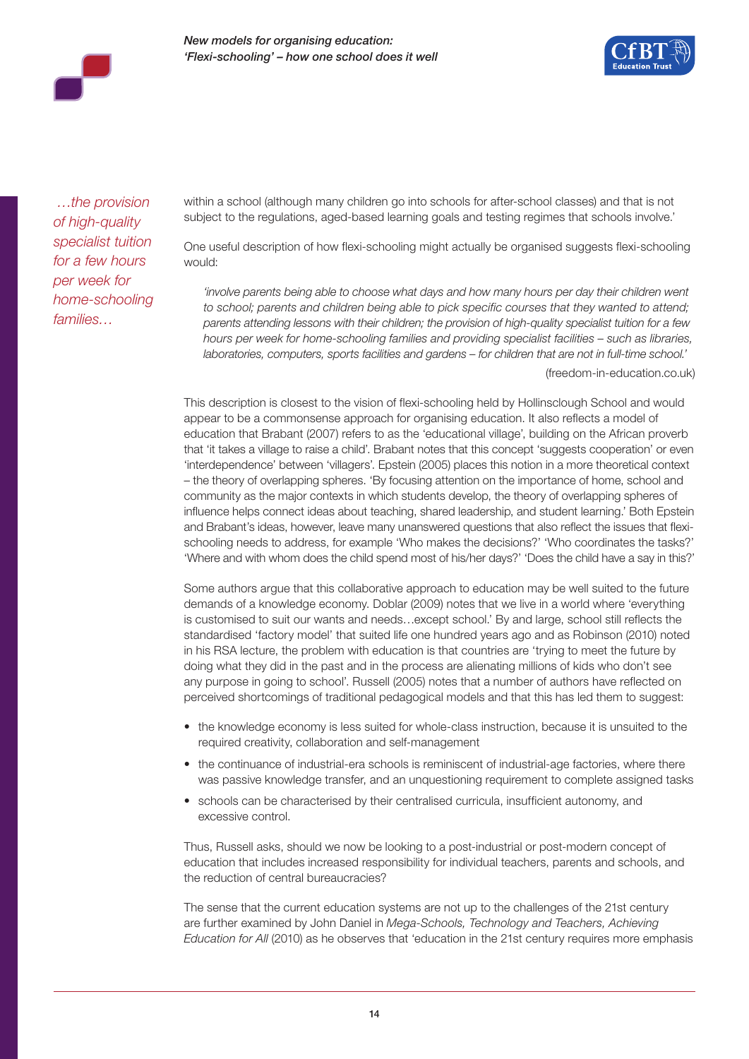*…the provision of high-quality specialist tuition for a few hours per week for home-schooling families…*

within a school (although many children go into schools for after-school classes) and that is not subject to the regulations, aged-based learning goals and testing regimes that schools involve.'

One useful description of how flexi-schooling might actually be organised suggests flexi-schooling would:

> *'involve parents being able to choose what days and how many hours per day their children went to school; parents and children being able to pick specific courses that they wanted to attend; parents attending lessons with their children; the provision of high-quality specialist tuition for a few hours per week for home-schooling families and providing specialist facilities – such as libraries, laboratories, computers, sports facilities and gardens – for children that are not in full-time school.'*
>
> (freedom-in-education.co.uk)

This description is closest to the vision of flexi-schooling held by Hollinsclough School and would appear to be a commonsense approach for organising education. It also reflects a model of education that Brabant (2007) refers to as the 'educational village', building on the African proverb that 'it takes a village to raise a child'. Brabant notes that this concept 'suggests cooperation' or even 'interdependence' between 'villagers'. Epstein (2005) places this notion in a more theoretical context – the theory of overlapping spheres. 'By focusing attention on the importance of home, school and community as the major contexts in which students develop, the theory of overlapping spheres of influence helps connect ideas about teaching, shared leadership, and student learning.' Both Epstein and Brabant's ideas, however, leave many unanswered questions that also reflect the issues that flexi-schooling needs to address, for example 'Who makes the decisions?' 'Who coordinates the tasks?' 'Where and with whom does the child spend most of his/her days?' 'Does the child have a say in this?'

Some authors argue that this collaborative approach to education may be well suited to the future demands of a knowledge economy. Doblar (2009) notes that we live in a world where 'everything is customised to suit our wants and needs…except school.' By and large, school still reflects the standardised 'factory model' that suited life one hundred years ago and as Robinson (2010) noted in his RSA lecture, the problem with education is that countries are 'trying to meet the future by doing what they did in the past and in the process are alienating millions of kids who don't see any purpose in going to school'. Russell (2005) notes that a number of authors have reflected on perceived shortcomings of traditional pedagogical models and that this has led them to suggest:

- the knowledge economy is less suited for whole-class instruction, because it is unsuited to the required creativity, collaboration and self-management
- the continuance of industrial-era schools is reminiscent of industrial-age factories, where there was passive knowledge transfer, and an unquestioning requirement to complete assigned tasks
- schools can be characterised by their centralised curricula, insufficient autonomy, and excessive control.

Thus, Russell asks, should we now be looking to a post-industrial or post-modern concept of education that includes increased responsibility for individual teachers, parents and schools, and the reduction of central bureaucracies?

The sense that the current education systems are not up to the challenges of the 21st century are further examined by John Daniel in *Mega-Schools, Technology and Teachers, Achieving Education for All* (2010) as he observes that 'education in the 21st century requires more emphasis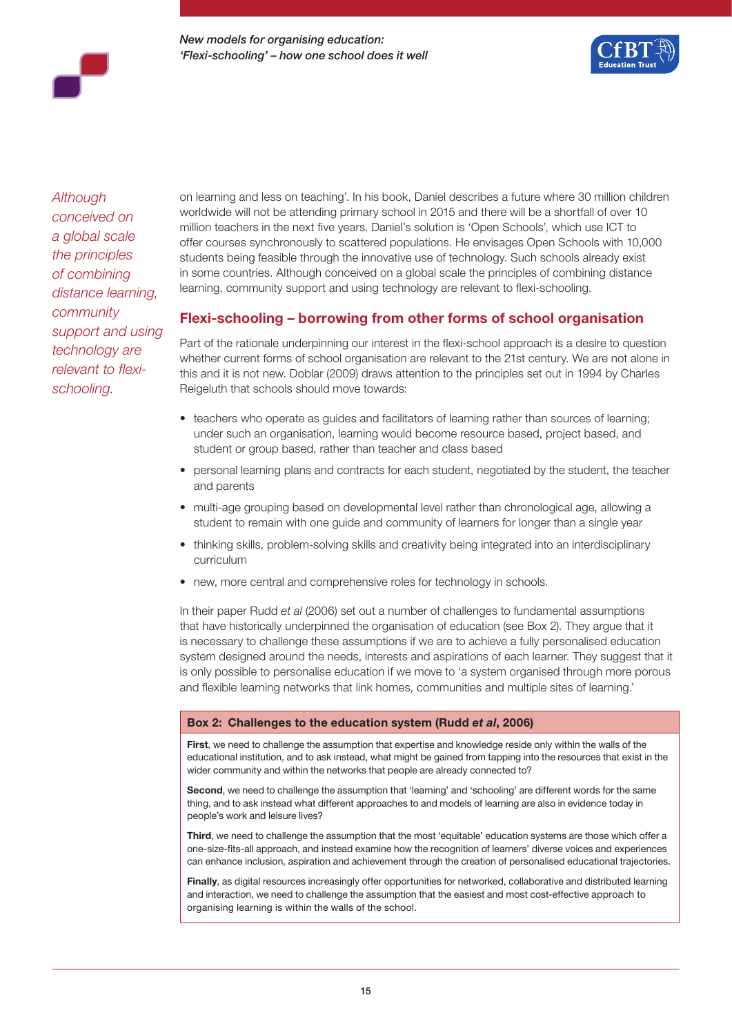*Although conceived on a global scale the principles of combining distance learning, community support and using technology are relevant to flexi-schooling.*

on learning and less on teaching'. In his book, Daniel describes a future where 30 million children worldwide will not be attending primary school in 2015 and there will be a shortfall of over 10 million teachers in the next five years. Daniel's solution is 'Open Schools', which use ICT to offer courses synchronously to scattered populations. He envisages Open Schools with 10,000 students being feasible through the innovative use of technology. Such schools already exist in some countries. Although conceived on a global scale the principles of combining distance learning, community support and using technology are relevant to flexi-schooling.

## Flexi-schooling – borrowing from other forms of school organisation

Part of the rationale underpinning our interest in the flexi-school approach is a desire to question whether current forms of school organisation are relevant to the 21st century. We are not alone in this and it is not new. Doblar (2009) draws attention to the principles set out in 1994 by Charles Reigeluth that schools should move towards:

- teachers who operate as guides and facilitators of learning rather than sources of learning; under such an organisation, learning would become resource based, project based, and student or group based, rather than teacher and class based
- personal learning plans and contracts for each student, negotiated by the student, the teacher and parents
- multi-age grouping based on developmental level rather than chronological age, allowing a student to remain with one guide and community of learners for longer than a single year
- thinking skills, problem-solving skills and creativity being integrated into an interdisciplinary curriculum
- new, more central and comprehensive roles for technology in schools.

In their paper Rudd *et al* (2006) set out a number of challenges to fundamental assumptions that have historically underpinned the organisation of education (see Box 2). They argue that it is necessary to challenge these assumptions if we are to achieve a fully personalised education system designed around the needs, interests and aspirations of each learner. They suggest that it is only possible to personalise education if we move to 'a system organised through more porous and flexible learning networks that link homes, communities and multiple sites of learning.'

**Box 2: Challenges to the education system (Rudd *et al*, 2006)**

**First**, we need to challenge the assumption that expertise and knowledge reside only within the walls of the educational institution, and to ask instead, what might be gained from tapping into the resources that exist in the wider community and within the networks that people are already connected to?

**Second**, we need to challenge the assumption that 'learning' and 'schooling' are different words for the same thing, and to ask instead what different approaches to and models of learning are also in evidence today in people's work and leisure lives?

**Third**, we need to challenge the assumption that the most 'equitable' education systems are those which offer a one-size-fits-all approach, and instead examine how the recognition of learners' diverse voices and experiences can enhance inclusion, aspiration and achievement through the creation of personalised educational trajectories.

**Finally**, as digital resources increasingly offer opportunities for networked, collaborative and distributed learning and interaction, we need to challenge the assumption that the easiest and most cost-effective approach to organising learning is within the walls of the school.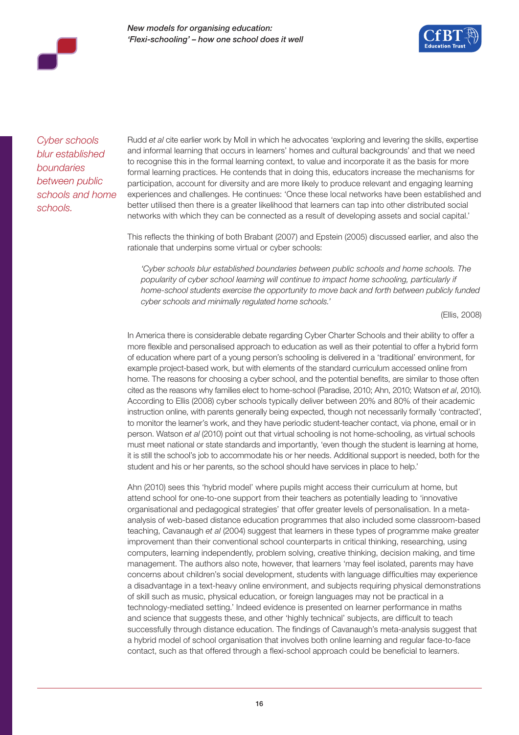*Cyber schools blur established boundaries between public schools and home schools.*

Rudd *et al* cite earlier work by Moll in which he advocates 'exploring and levering the skills, expertise and informal learning that occurs in learners' homes and cultural backgrounds' and that we need to recognise this in the formal learning context, to value and incorporate it as the basis for more formal learning practices. He contends that in doing this, educators increase the mechanisms for participation, account for diversity and are more likely to produce relevant and engaging learning experiences and challenges. He continues: 'Once these local networks have been established and better utilised then there is a greater likelihood that learners can tap into other distributed social networks with which they can be connected as a result of developing assets and social capital.'

This reflects the thinking of both Brabant (2007) and Epstein (2005) discussed earlier, and also the rationale that underpins some virtual or cyber schools:

> *'Cyber schools blur established boundaries between public schools and home schools. The popularity of cyber school learning will continue to impact home schooling, particularly if home-school students exercise the opportunity to move back and forth between publicly funded cyber schools and minimally regulated home schools.'*
>
> (Ellis, 2008)

In America there is considerable debate regarding Cyber Charter Schools and their ability to offer a more flexible and personalised approach to education as well as their potential to offer a hybrid form of education where part of a young person's schooling is delivered in a 'traditional' environment, for example project-based work, but with elements of the standard curriculum accessed online from home. The reasons for choosing a cyber school, and the potential benefits, are similar to those often cited as the reasons why families elect to home-school (Paradise, 2010; Ahn, 2010; Watson *et al*, 2010). According to Ellis (2008) cyber schools typically deliver between 20% and 80% of their academic instruction online, with parents generally being expected, though not necessarily formally 'contracted', to monitor the learner's work, and they have periodic student-teacher contact, via phone, email or in person. Watson *et al* (2010) point out that virtual schooling is not home-schooling, as virtual schools must meet national or state standards and importantly, 'even though the student is learning at home, it is still the school's job to accommodate his or her needs. Additional support is needed, both for the student and his or her parents, so the school should have services in place to help.'

Ahn (2010) sees this 'hybrid model' where pupils might access their curriculum at home, but attend school for one-to-one support from their teachers as potentially leading to 'innovative organisational and pedagogical strategies' that offer greater levels of personalisation. In a meta-analysis of web-based distance education programmes that also included some classroom-based teaching, Cavanaugh *et al* (2004) suggest that learners in these types of programme make greater improvement than their conventional school counterparts in critical thinking, researching, using computers, learning independently, problem solving, creative thinking, decision making, and time management. The authors also note, however, that learners 'may feel isolated, parents may have concerns about children's social development, students with language difficulties may experience a disadvantage in a text-heavy online environment, and subjects requiring physical demonstrations of skill such as music, physical education, or foreign languages may not be practical in a technology-mediated setting.' Indeed evidence is presented on learner performance in maths and science that suggests these, and other 'highly technical' subjects, are difficult to teach successfully through distance education. The findings of Cavanaugh's meta-analysis suggest that a hybrid model of school organisation that involves both online learning and regular face-to-face contact, such as that offered through a flexi-school approach could be beneficial to learners.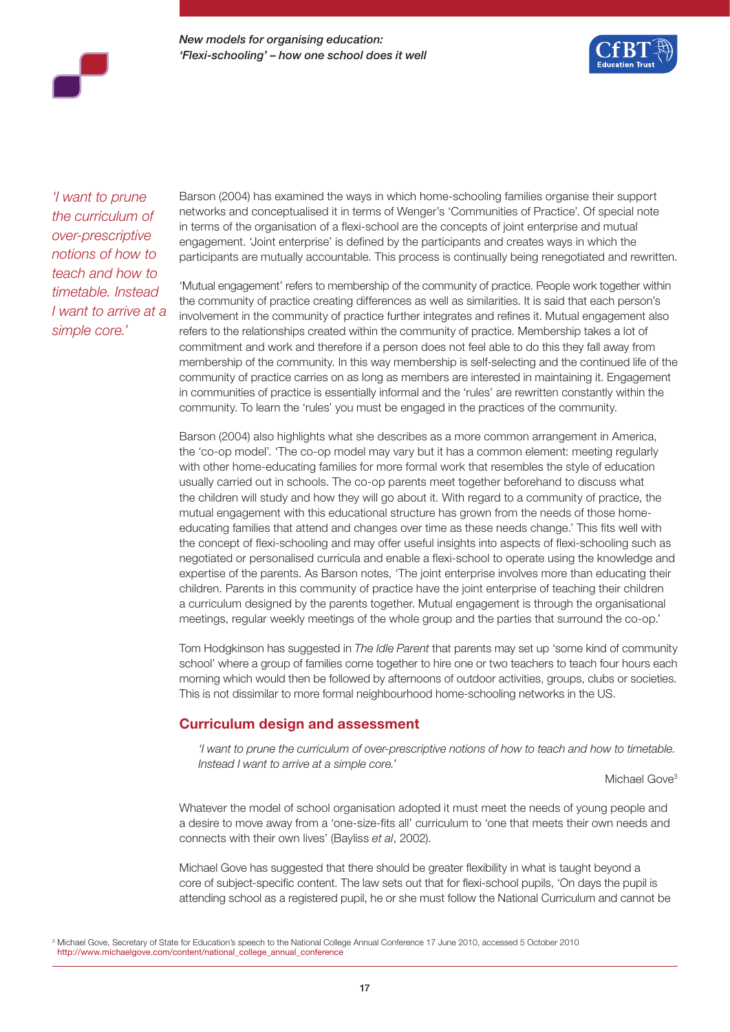*'I want to prune the curriculum of over-prescriptive notions of how to teach and how to timetable. Instead I want to arrive at a simple core.'*

Barson (2004) has examined the ways in which home-schooling families organise their support networks and conceptualised it in terms of Wenger's 'Communities of Practice'. Of special note in terms of the organisation of a flexi-school are the concepts of joint enterprise and mutual engagement. 'Joint enterprise' is defined by the participants and creates ways in which the participants are mutually accountable. This process is continually being renegotiated and rewritten.

'Mutual engagement' refers to membership of the community of practice. People work together within the community of practice creating differences as well as similarities. It is said that each person's involvement in the community of practice further integrates and refines it. Mutual engagement also refers to the relationships created within the community of practice. Membership takes a lot of commitment and work and therefore if a person does not feel able to do this they fall away from membership of the community. In this way membership is self-selecting and the continued life of the community of practice carries on as long as members are interested in maintaining it. Engagement in communities of practice is essentially informal and the 'rules' are rewritten constantly within the community. To learn the 'rules' you must be engaged in the practices of the community.

Barson (2004) also highlights what she describes as a more common arrangement in America, the 'co-op model'. 'The co-op model may vary but it has a common element: meeting regularly with other home-educating families for more formal work that resembles the style of education usually carried out in schools. The co-op parents meet together beforehand to discuss what the children will study and how they will go about it. With regard to a community of practice, the mutual engagement with this educational structure has grown from the needs of those home-educating families that attend and changes over time as these needs change.' This fits well with the concept of flexi-schooling and may offer useful insights into aspects of flexi-schooling such as negotiated or personalised curricula and enable a flexi-school to operate using the knowledge and expertise of the parents. As Barson notes, 'The joint enterprise involves more than educating their children. Parents in this community of practice have the joint enterprise of teaching their children a curriculum designed by the parents together. Mutual engagement is through the organisational meetings, regular weekly meetings of the whole group and the parties that surround the co-op.'

Tom Hodgkinson has suggested in *The Idle Parent* that parents may set up 'some kind of community school' where a group of families come together to hire one or two teachers to teach four hours each morning which would then be followed by afternoons of outdoor activities, groups, clubs or societies. This is not dissimilar to more formal neighbourhood home-schooling networks in the US.

## Curriculum design and assessment

> *'I want to prune the curriculum of over-prescriptive notions of how to teach and how to timetable. Instead I want to arrive at a simple core.'*
>
> Michael Gove[3]

Whatever the model of school organisation adopted it must meet the needs of young people and a desire to move away from a 'one-size-fits all' curriculum to 'one that meets their own needs and connects with their own lives' (Bayliss *et al*, 2002).

Michael Gove has suggested that there should be greater flexibility in what is taught beyond a core of subject-specific content. The law sets out that for flexi-school pupils, 'On days the pupil is attending school as a registered pupil, he or she must follow the National Curriculum and cannot be

[3] Michael Gove, Secretary of State for Education's speech to the National College Annual Conference 17 June 2010, accessed 5 October 2010 http://www.michaelgove.com/content/national_college_annual_conference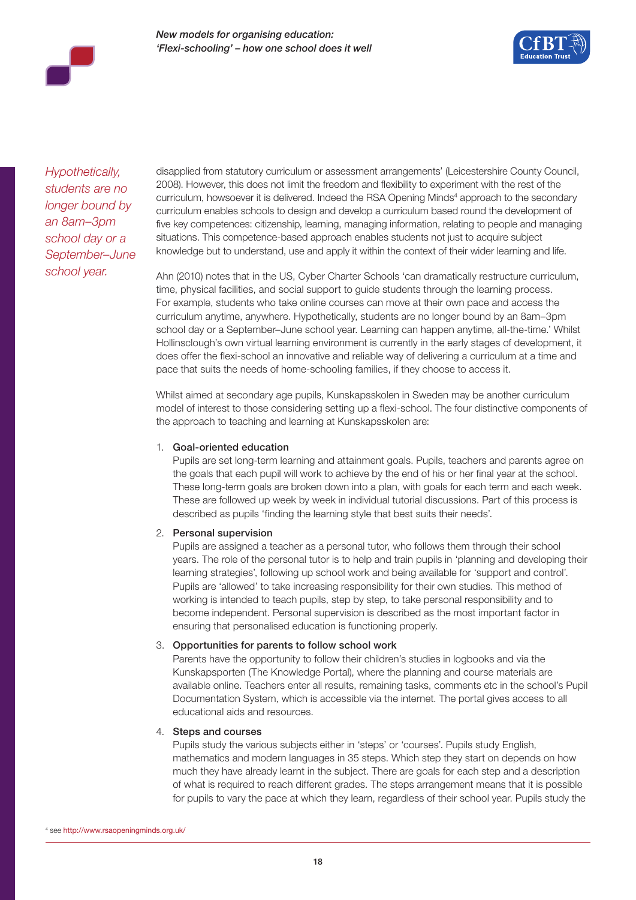*Hypothetically, students are no longer bound by an 8am–3pm school day or a September–June school year.*

disapplied from statutory curriculum or assessment arrangements' (Leicestershire County Council, 2008). However, this does not limit the freedom and flexibility to experiment with the rest of the curriculum, howsoever it is delivered. Indeed the RSA Opening Minds[4] approach to the secondary curriculum enables schools to design and develop a curriculum based round the development of five key competences: citizenship, learning, managing information, relating to people and managing situations. This competence-based approach enables students not just to acquire subject knowledge but to understand, use and apply it within the context of their wider learning and life.

Ahn (2010) notes that in the US, Cyber Charter Schools 'can dramatically restructure curriculum, time, physical facilities, and social support to guide students through the learning process. For example, students who take online courses can move at their own pace and access the curriculum anytime, anywhere. Hypothetically, students are no longer bound by an 8am–3pm school day or a September–June school year. Learning can happen anytime, all-the-time.' Whilst Hollinsclough's own virtual learning environment is currently in the early stages of development, it does offer the flexi-school an innovative and reliable way of delivering a curriculum at a time and pace that suits the needs of home-schooling families, if they choose to access it.

Whilst aimed at secondary age pupils, Kunskapsskolen in Sweden may be another curriculum model of interest to those considering setting up a flexi-school. The four distinctive components of the approach to teaching and learning at Kunskapsskolen are:

1. **Goal-oriented education**
   Pupils are set long-term learning and attainment goals. Pupils, teachers and parents agree on the goals that each pupil will work to achieve by the end of his or her final year at the school. These long-term goals are broken down into a plan, with goals for each term and each week. These are followed up week by week in individual tutorial discussions. Part of this process is described as pupils 'finding the learning style that best suits their needs'.

2. **Personal supervision**
   Pupils are assigned a teacher as a personal tutor, who follows them through their school years. The role of the personal tutor is to help and train pupils in 'planning and developing their learning strategies', following up school work and being available for 'support and control'. Pupils are 'allowed' to take increasing responsibility for their own studies. This method of working is intended to teach pupils, step by step, to take personal responsibility and to become independent. Personal supervision is described as the most important factor in ensuring that personalised education is functioning properly.

3. **Opportunities for parents to follow school work**
   Parents have the opportunity to follow their children's studies in logbooks and via the Kunskapsporten (The Knowledge Portal), where the planning and course materials are available online. Teachers enter all results, remaining tasks, comments etc in the school's Pupil Documentation System, which is accessible via the internet. The portal gives access to all educational aids and resources.

4. **Steps and courses**
   Pupils study the various subjects either in 'steps' or 'courses'. Pupils study English, mathematics and modern languages in 35 steps. Which step they start on depends on how much they have already learnt in the subject. There are goals for each step and a description of what is required to reach different grades. The steps arrangement means that it is possible for pupils to vary the pace at which they learn, regardless of their school year. Pupils study the

[4] see http://www.rsaopeningminds.org.uk/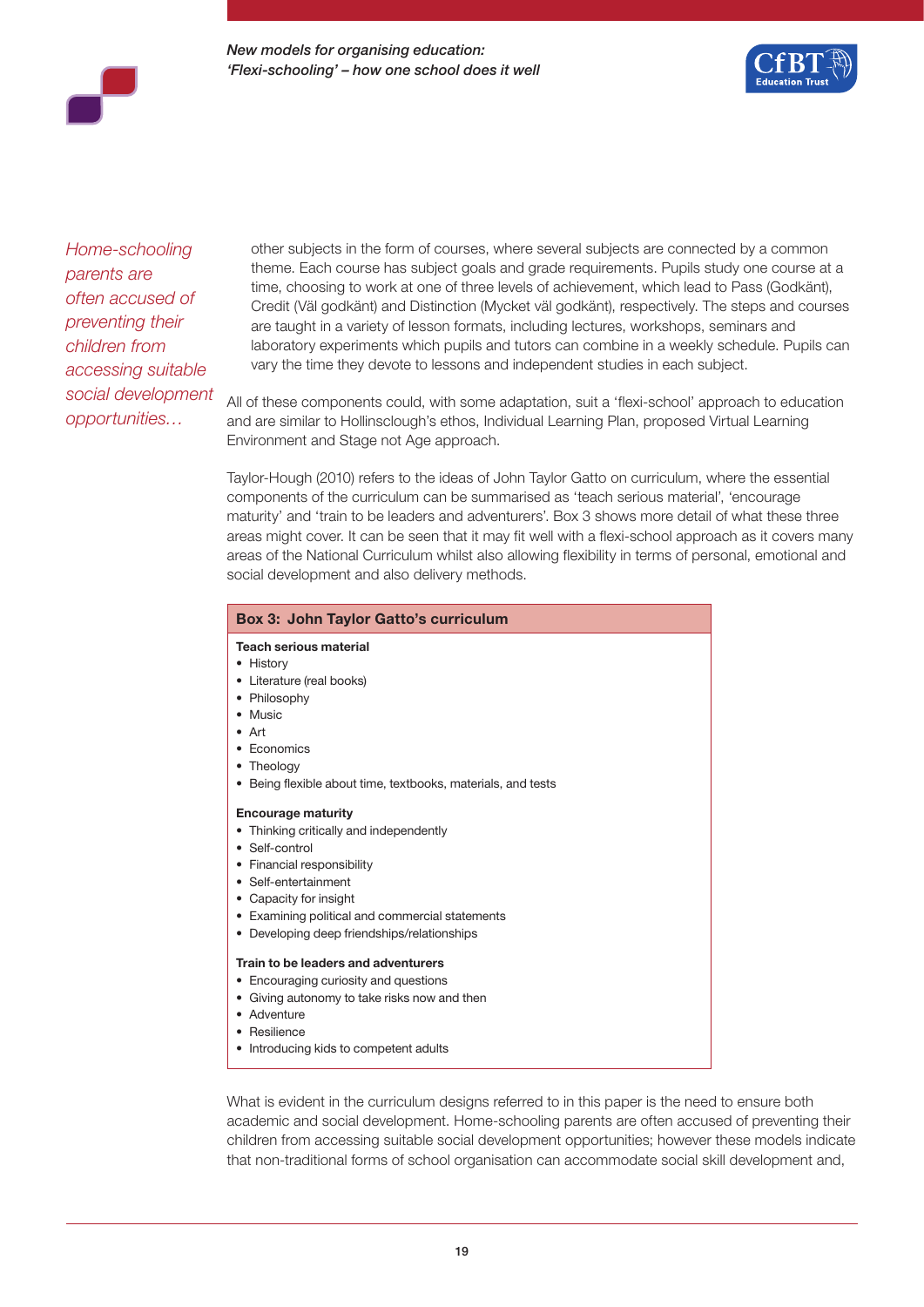*Home-schooling parents are often accused of preventing their children from accessing suitable social development opportunities…*

other subjects in the form of courses, where several subjects are connected by a common theme. Each course has subject goals and grade requirements. Pupils study one course at a time, choosing to work at one of three levels of achievement, which lead to Pass (Godkänt), Credit (Väl godkänt) and Distinction (Mycket väl godkänt), respectively. The steps and courses are taught in a variety of lesson formats, including lectures, workshops, seminars and laboratory experiments which pupils and tutors can combine in a weekly schedule. Pupils can vary the time they devote to lessons and independent studies in each subject.

All of these components could, with some adaptation, suit a 'flexi-school' approach to education and are similar to Hollinsclough's ethos, Individual Learning Plan, proposed Virtual Learning Environment and Stage not Age approach.

Taylor-Hough (2010) refers to the ideas of John Taylor Gatto on curriculum, where the essential components of the curriculum can be summarised as 'teach serious material', 'encourage maturity' and 'train to be leaders and adventurers'. Box 3 shows more detail of what these three areas might cover. It can be seen that it may fit well with a flexi-school approach as it covers many areas of the National Curriculum whilst also allowing flexibility in terms of personal, emotional and social development and also delivery methods.

**Box 3: John Taylor Gatto's curriculum**

**Teach serious material**
- History
- Literature (real books)
- Philosophy
- Music
- Art
- Economics
- Theology
- Being flexible about time, textbooks, materials, and tests

**Encourage maturity**
- Thinking critically and independently
- Self-control
- Financial responsibility
- Self-entertainment
- Capacity for insight
- Examining political and commercial statements
- Developing deep friendships/relationships

**Train to be leaders and adventurers**
- Encouraging curiosity and questions
- Giving autonomy to take risks now and then
- Adventure
- Resilience
- Introducing kids to competent adults

What is evident in the curriculum designs referred to in this paper is the need to ensure both academic and social development. Home-schooling parents are often accused of preventing their children from accessing suitable social development opportunities; however these models indicate that non-traditional forms of school organisation can accommodate social skill development and,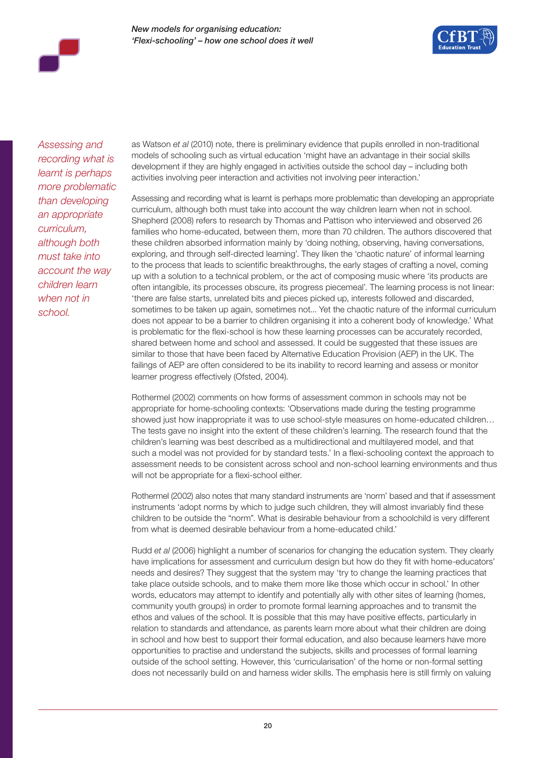*Assessing and recording what is learnt is perhaps more problematic than developing an appropriate curriculum, although both must take into account the way children learn when not in school.*

as Watson *et al* (2010) note, there is preliminary evidence that pupils enrolled in non-traditional models of schooling such as virtual education 'might have an advantage in their social skills development if they are highly engaged in activities outside the school day – including both activities involving peer interaction and activities not involving peer interaction.'

Assessing and recording what is learnt is perhaps more problematic than developing an appropriate curriculum, although both must take into account the way children learn when not in school. Shepherd (2008) refers to research by Thomas and Pattison who interviewed and observed 26 families who home-educated, between them, more than 70 children. The authors discovered that these children absorbed information mainly by 'doing nothing, observing, having conversations, exploring, and through self-directed learning'. They liken the 'chaotic nature' of informal learning to the process that leads to scientific breakthroughs, the early stages of crafting a novel, coming up with a solution to a technical problem, or the act of composing music where 'its products are often intangible, its processes obscure, its progress piecemeal'. The learning process is not linear: 'there are false starts, unrelated bits and pieces picked up, interests followed and discarded, sometimes to be taken up again, sometimes not... Yet the chaotic nature of the informal curriculum does not appear to be a barrier to children organising it into a coherent body of knowledge.' What is problematic for the flexi-school is how these learning processes can be accurately recorded, shared between home and school and assessed. It could be suggested that these issues are similar to those that have been faced by Alternative Education Provision (AEP) in the UK. The failings of AEP are often considered to be its inability to record learning and assess or monitor learner progress effectively (Ofsted, 2004).

Rothermel (2002) comments on how forms of assessment common in schools may not be appropriate for home-schooling contexts: 'Observations made during the testing programme showed just how inappropriate it was to use school-style measures on home-educated children… The tests gave no insight into the extent of these children's learning. The research found that the children's learning was best described as a multidirectional and multilayered model, and that such a model was not provided for by standard tests.' In a flexi-schooling context the approach to assessment needs to be consistent across school and non-school learning environments and thus will not be appropriate for a flexi-school either.

Rothermel (2002) also notes that many standard instruments are 'norm' based and that if assessment instruments 'adopt norms by which to judge such children, they will almost invariably find these children to be outside the "norm". What is desirable behaviour from a schoolchild is very different from what is deemed desirable behaviour from a home-educated child.'

Rudd *et al* (2006) highlight a number of scenarios for changing the education system. They clearly have implications for assessment and curriculum design but how do they fit with home-educators' needs and desires? They suggest that the system may 'try to change the learning practices that take place outside schools, and to make them more like those which occur in school.' In other words, educators may attempt to identify and potentially ally with other sites of learning (homes, community youth groups) in order to promote formal learning approaches and to transmit the ethos and values of the school. It is possible that this may have positive effects, particularly in relation to standards and attendance, as parents learn more about what their children are doing in school and how best to support their formal education, and also because learners have more opportunities to practise and understand the subjects, skills and processes of formal learning outside of the school setting. However, this 'curricularisation' of the home or non-formal setting does not necessarily build on and harness wider skills. The emphasis here is still firmly on valuing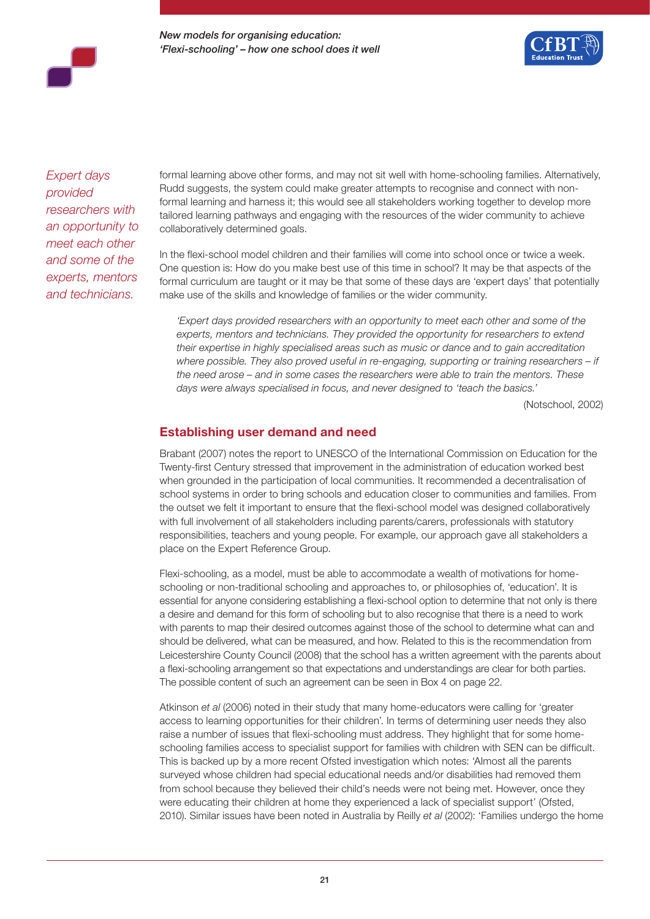*Expert days provided researchers with an opportunity to meet each other and some of the experts, mentors and technicians.*

formal learning above other forms, and may not sit well with home-schooling families. Alternatively, Rudd suggests, the system could make greater attempts to recognise and connect with non-formal learning and harness it; this would see all stakeholders working together to develop more tailored learning pathways and engaging with the resources of the wider community to achieve collaboratively determined goals.

In the flexi-school model children and their families will come into school once or twice a week. One question is: How do you make best use of this time in school? It may be that aspects of the formal curriculum are taught or it may be that some of these days are 'expert days' that potentially make use of the skills and knowledge of families or the wider community.

> *'Expert days provided researchers with an opportunity to meet each other and some of the experts, mentors and technicians. They provided the opportunity for researchers to extend their expertise in highly specialised areas such as music or dance and to gain accreditation where possible. They also proved useful in re-engaging, supporting or training researchers – if the need arose – and in some cases the researchers were able to train the mentors. These days were always specialised in focus, and never designed to 'teach the basics.'*
>
> (Notschool, 2002)

## Establishing user demand and need

Brabant (2007) notes the report to UNESCO of the International Commission on Education for the Twenty-first Century stressed that improvement in the administration of education worked best when grounded in the participation of local communities. It recommended a decentralisation of school systems in order to bring schools and education closer to communities and families. From the outset we felt it important to ensure that the flexi-school model was designed collaboratively with full involvement of all stakeholders including parents/carers, professionals with statutory responsibilities, teachers and young people. For example, our approach gave all stakeholders a place on the Expert Reference Group.

Flexi-schooling, as a model, must be able to accommodate a wealth of motivations for home-schooling or non-traditional schooling and approaches to, or philosophies of, 'education'. It is essential for anyone considering establishing a flexi-school option to determine that not only is there a desire and demand for this form of schooling but to also recognise that there is a need to work with parents to map their desired outcomes against those of the school to determine what can and should be delivered, what can be measured, and how. Related to this is the recommendation from Leicestershire County Council (2008) that the school has a written agreement with the parents about a flexi-schooling arrangement so that expectations and understandings are clear for both parties. The possible content of such an agreement can be seen in Box 4 on page 22.

Atkinson *et al* (2006) noted in their study that many home-educators were calling for 'greater access to learning opportunities for their children'. In terms of determining user needs they also raise a number of issues that flexi-schooling must address. They highlight that for some home-schooling families access to specialist support for families with children with SEN can be difficult. This is backed up by a more recent Ofsted investigation which notes: 'Almost all the parents surveyed whose children had special educational needs and/or disabilities had removed them from school because they believed their child's needs were not being met. However, once they were educating their children at home they experienced a lack of specialist support' (Ofsted, 2010). Similar issues have been noted in Australia by Reilly *et al* (2002): 'Families undergo the home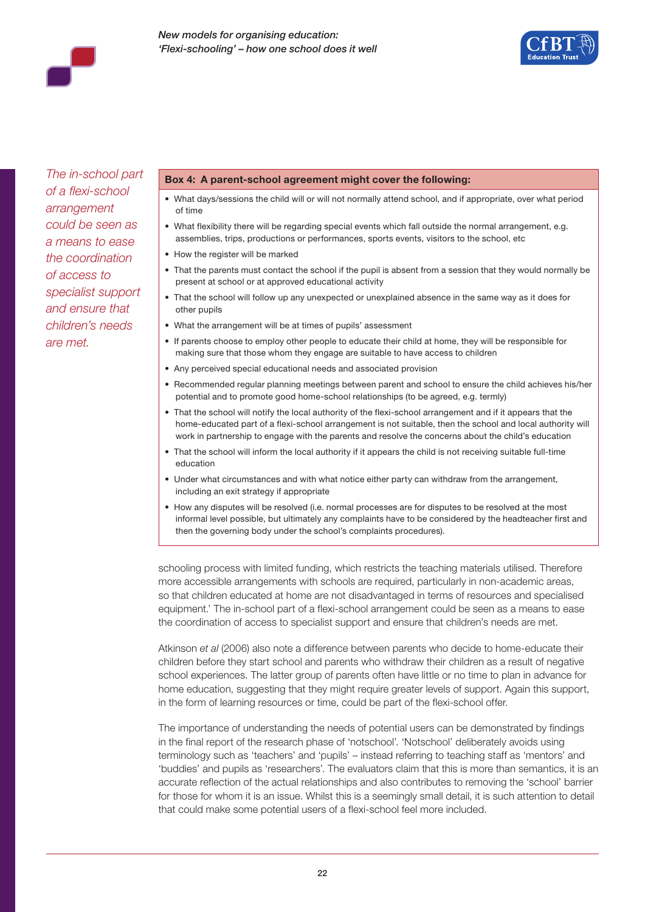*The in-school part of a flexi-school arrangement could be seen as a means to ease the coordination of access to specialist support and ensure that children's needs are met.*

**Box 4: A parent-school agreement might cover the following:**

- What days/sessions the child will or will not normally attend school, and if appropriate, over what period of time
- What flexibility there will be regarding special events which fall outside the normal arrangement, e.g. assemblies, trips, productions or performances, sports events, visitors to the school, etc
- How the register will be marked
- That the parents must contact the school if the pupil is absent from a session that they would normally be present at school or at approved educational activity
- That the school will follow up any unexpected or unexplained absence in the same way as it does for other pupils
- What the arrangement will be at times of pupils' assessment
- If parents choose to employ other people to educate their child at home, they will be responsible for making sure that those whom they engage are suitable to have access to children
- Any perceived special educational needs and associated provision
- Recommended regular planning meetings between parent and school to ensure the child achieves his/her potential and to promote good home-school relationships (to be agreed, e.g. termly)
- That the school will notify the local authority of the flexi-school arrangement and if it appears that the home-educated part of a flexi-school arrangement is not suitable, then the school and local authority will work in partnership to engage with the parents and resolve the concerns about the child's education
- That the school will inform the local authority if it appears the child is not receiving suitable full-time education
- Under what circumstances and with what notice either party can withdraw from the arrangement, including an exit strategy if appropriate
- How any disputes will be resolved (i.e. normal processes are for disputes to be resolved at the most informal level possible, but ultimately any complaints have to be considered by the headteacher first and then the governing body under the school's complaints procedures).

schooling process with limited funding, which restricts the teaching materials utilised. Therefore more accessible arrangements with schools are required, particularly in non-academic areas, so that children educated at home are not disadvantaged in terms of resources and specialised equipment.' The in-school part of a flexi-school arrangement could be seen as a means to ease the coordination of access to specialist support and ensure that children's needs are met.

Atkinson *et al* (2006) also note a difference between parents who decide to home-educate their children before they start school and parents who withdraw their children as a result of negative school experiences. The latter group of parents often have little or no time to plan in advance for home education, suggesting that they might require greater levels of support. Again this support, in the form of learning resources or time, could be part of the flexi-school offer.

The importance of understanding the needs of potential users can be demonstrated by findings in the final report of the research phase of 'notschool'. 'Notschool' deliberately avoids using terminology such as 'teachers' and 'pupils' – instead referring to teaching staff as 'mentors' and 'buddies' and pupils as 'researchers'. The evaluators claim that this is more than semantics, it is an accurate reflection of the actual relationships and also contributes to removing the 'school' barrier for those for whom it is an issue. Whilst this is a seemingly small detail, it is such attention to detail that could make some potential users of a flexi-school feel more included.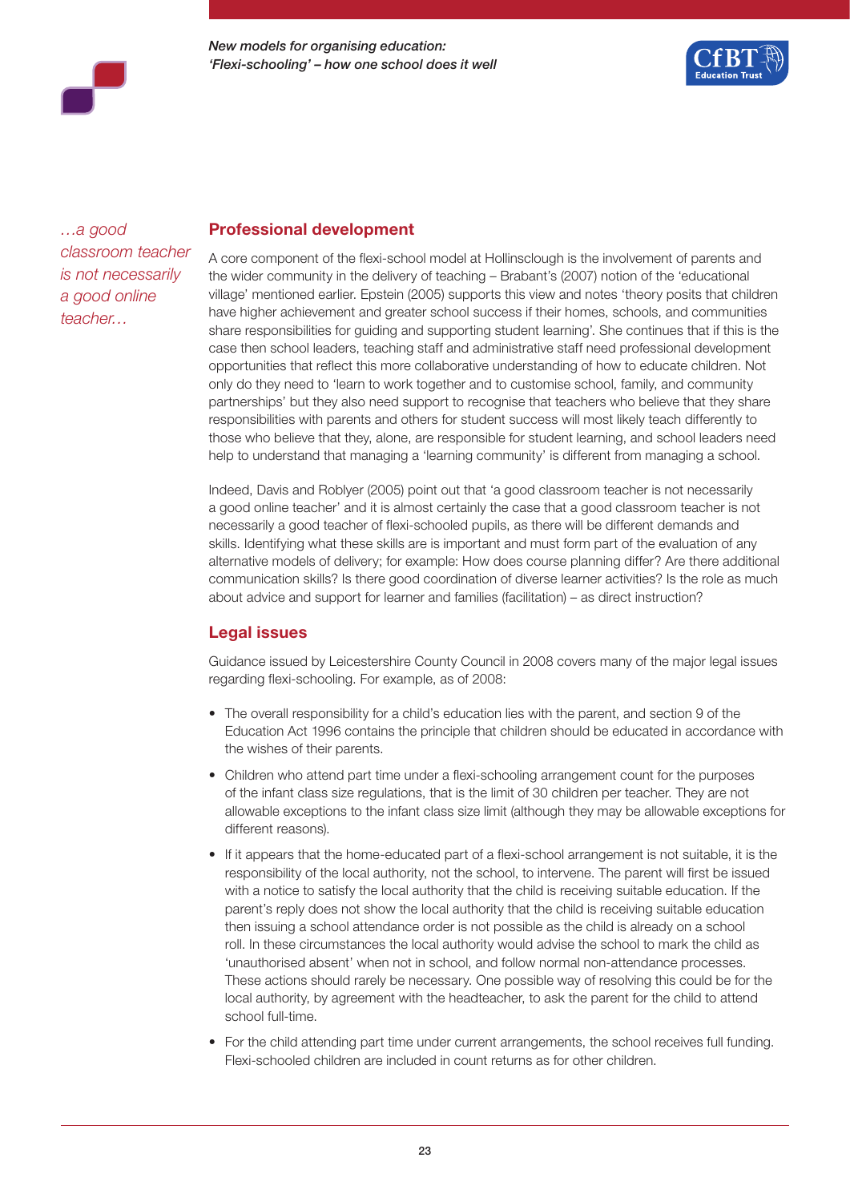*...a good classroom teacher is not necessarily a good online teacher...*

## Professional development

A core component of the flexi-school model at Hollinsclough is the involvement of parents and the wider community in the delivery of teaching – Brabant's (2007) notion of the 'educational village' mentioned earlier. Epstein (2005) supports this view and notes 'theory posits that children have higher achievement and greater school success if their homes, schools, and communities share responsibilities for guiding and supporting student learning'. She continues that if this is the case then school leaders, teaching staff and administrative staff need professional development opportunities that reflect this more collaborative understanding of how to educate children. Not only do they need to 'learn to work together and to customise school, family, and community partnerships' but they also need support to recognise that teachers who believe that they share responsibilities with parents and others for student success will most likely teach differently to those who believe that they, alone, are responsible for student learning, and school leaders need help to understand that managing a 'learning community' is different from managing a school.

Indeed, Davis and Roblyer (2005) point out that 'a good classroom teacher is not necessarily a good online teacher' and it is almost certainly the case that a good classroom teacher is not necessarily a good teacher of flexi-schooled pupils, as there will be different demands and skills. Identifying what these skills are is important and must form part of the evaluation of any alternative models of delivery; for example: How does course planning differ? Are there additional communication skills? Is there good coordination of diverse learner activities? Is the role as much about advice and support for learner and families (facilitation) – as direct instruction?

## Legal issues

Guidance issued by Leicestershire County Council in 2008 covers many of the major legal issues regarding flexi-schooling. For example, as of 2008:

- The overall responsibility for a child's education lies with the parent, and section 9 of the Education Act 1996 contains the principle that children should be educated in accordance with the wishes of their parents.
- Children who attend part time under a flexi-schooling arrangement count for the purposes of the infant class size regulations, that is the limit of 30 children per teacher. They are not allowable exceptions to the infant class size limit (although they may be allowable exceptions for different reasons).
- If it appears that the home-educated part of a flexi-school arrangement is not suitable, it is the responsibility of the local authority, not the school, to intervene. The parent will first be issued with a notice to satisfy the local authority that the child is receiving suitable education. If the parent's reply does not show the local authority that the child is receiving suitable education then issuing a school attendance order is not possible as the child is already on a school roll. In these circumstances the local authority would advise the school to mark the child as 'unauthorised absent' when not in school, and follow normal non-attendance processes. These actions should rarely be necessary. One possible way of resolving this could be for the local authority, by agreement with the headteacher, to ask the parent for the child to attend school full-time.
- For the child attending part time under current arrangements, the school receives full funding. Flexi-schooled children are included in count returns as for other children.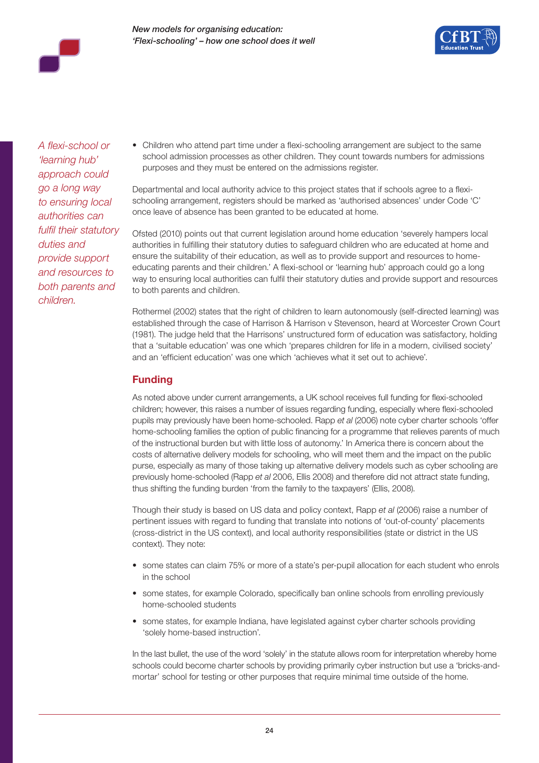*A flexi-school or 'learning hub' approach could go a long way to ensuring local authorities can fulfil their statutory duties and provide support and resources to both parents and children.*

- Children who attend part time under a flexi-schooling arrangement are subject to the same school admission processes as other children. They count towards numbers for admissions purposes and they must be entered on the admissions register.

Departmental and local authority advice to this project states that if schools agree to a flexi-schooling arrangement, registers should be marked as 'authorised absences' under Code 'C' once leave of absence has been granted to be educated at home.

Ofsted (2010) points out that current legislation around home education 'severely hampers local authorities in fulfilling their statutory duties to safeguard children who are educated at home and ensure the suitability of their education, as well as to provide support and resources to home-educating parents and their children.' A flexi-school or 'learning hub' approach could go a long way to ensuring local authorities can fulfil their statutory duties and provide support and resources to both parents and children.

Rothermel (2002) states that the right of children to learn autonomously (self-directed learning) was established through the case of Harrison & Harrison v Stevenson, heard at Worcester Crown Court (1981). The judge held that the Harrisons' unstructured form of education was satisfactory, holding that a 'suitable education' was one which 'prepares children for life in a modern, civilised society' and an 'efficient education' was one which 'achieves what it set out to achieve'.

## Funding

As noted above under current arrangements, a UK school receives full funding for flexi-schooled children; however, this raises a number of issues regarding funding, especially where flexi-schooled pupils may previously have been home-schooled. Rapp *et al* (2006) note cyber charter schools 'offer home-schooling families the option of public financing for a programme that relieves parents of much of the instructional burden but with little loss of autonomy.' In America there is concern about the costs of alternative delivery models for schooling, who will meet them and the impact on the public purse, especially as many of those taking up alternative delivery models such as cyber schooling are previously home-schooled (Rapp *et al* 2006, Ellis 2008) and therefore did not attract state funding, thus shifting the funding burden 'from the family to the taxpayers' (Ellis, 2008).

Though their study is based on US data and policy context, Rapp *et al* (2006) raise a number of pertinent issues with regard to funding that translate into notions of 'out-of-county' placements (cross-district in the US context), and local authority responsibilities (state or district in the US context). They note:

- some states can claim 75% or more of a state's per-pupil allocation for each student who enrols in the school
- some states, for example Colorado, specifically ban online schools from enrolling previously home-schooled students
- some states, for example Indiana, have legislated against cyber charter schools providing 'solely home-based instruction'.

In the last bullet, the use of the word 'solely' in the statute allows room for interpretation whereby home schools could become charter schools by providing primarily cyber instruction but use a 'bricks-and-mortar' school for testing or other purposes that require minimal time outside of the home.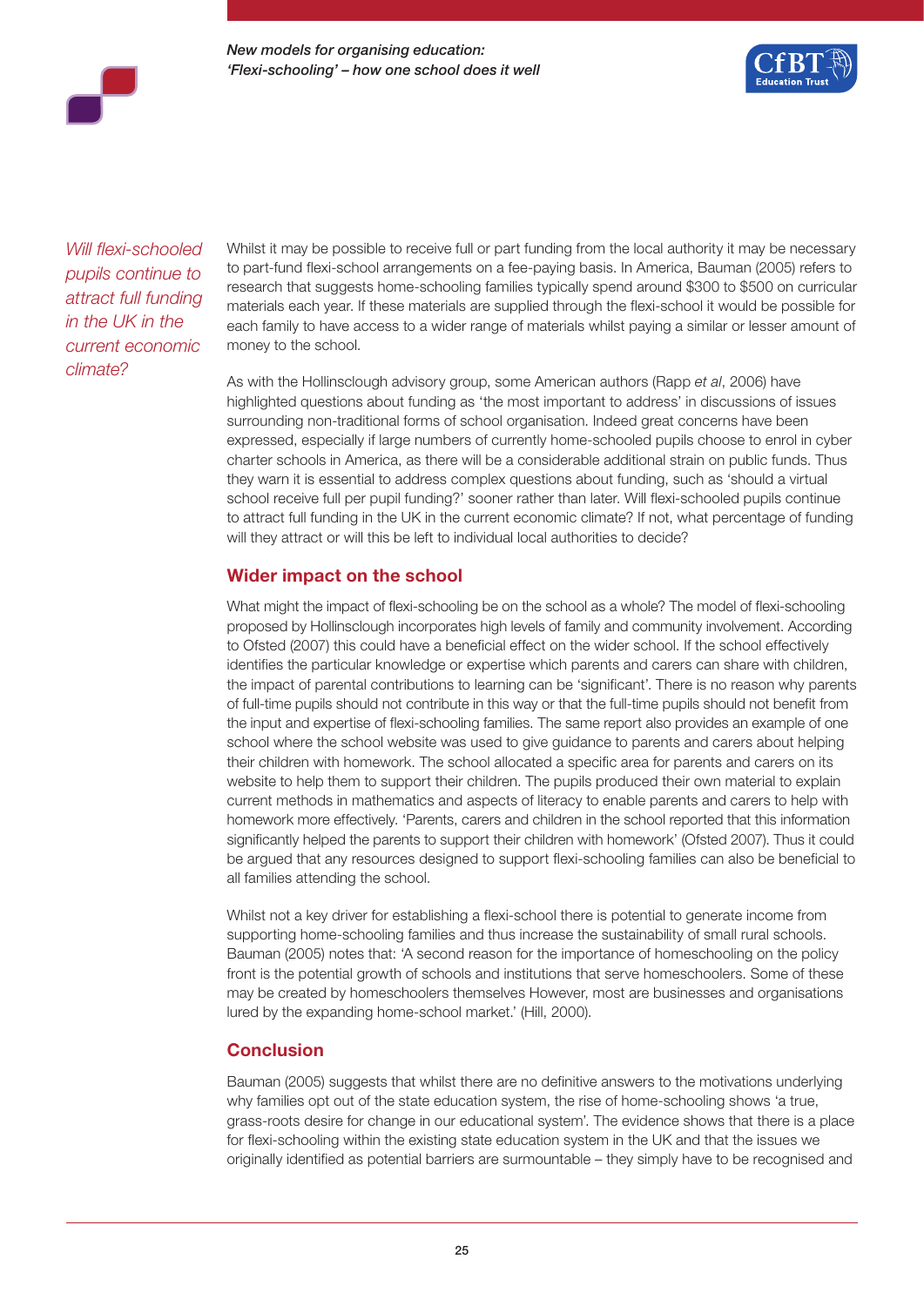*Will flexi-schooled pupils continue to attract full funding in the UK in the current economic climate?*

Whilst it may be possible to receive full or part funding from the local authority it may be necessary to part-fund flexi-school arrangements on a fee-paying basis. In America, Bauman (2005) refers to research that suggests home-schooling families typically spend around $300 to $500 on curricular materials each year. If these materials are supplied through the flexi-school it would be possible for each family to have access to a wider range of materials whilst paying a similar or lesser amount of money to the school.

As with the Hollinsclough advisory group, some American authors (Rapp *et al*, 2006) have highlighted questions about funding as 'the most important to address' in discussions of issues surrounding non-traditional forms of school organisation. Indeed great concerns have been expressed, especially if large numbers of currently home-schooled pupils choose to enrol in cyber charter schools in America, as there will be a considerable additional strain on public funds. Thus they warn it is essential to address complex questions about funding, such as 'should a virtual school receive full per pupil funding?' sooner rather than later. Will flexi-schooled pupils continue to attract full funding in the UK in the current economic climate? If not, what percentage of funding will they attract or will this be left to individual local authorities to decide?

## Wider impact on the school

What might the impact of flexi-schooling be on the school as a whole? The model of flexi-schooling proposed by Hollinsclough incorporates high levels of family and community involvement. According to Ofsted (2007) this could have a beneficial effect on the wider school. If the school effectively identifies the particular knowledge or expertise which parents and carers can share with children, the impact of parental contributions to learning can be 'significant'. There is no reason why parents of full-time pupils should not contribute in this way or that the full-time pupils should not benefit from the input and expertise of flexi-schooling families. The same report also provides an example of one school where the school website was used to give guidance to parents and carers about helping their children with homework. The school allocated a specific area for parents and carers on its website to help them to support their children. The pupils produced their own material to explain current methods in mathematics and aspects of literacy to enable parents and carers to help with homework more effectively. 'Parents, carers and children in the school reported that this information significantly helped the parents to support their children with homework' (Ofsted 2007). Thus it could be argued that any resources designed to support flexi-schooling families can also be beneficial to all families attending the school.

Whilst not a key driver for establishing a flexi-school there is potential to generate income from supporting home-schooling families and thus increase the sustainability of small rural schools. Bauman (2005) notes that: 'A second reason for the importance of homeschooling on the policy front is the potential growth of schools and institutions that serve homeschoolers. Some of these may be created by homeschoolers themselves However, most are businesses and organisations lured by the expanding home-school market.' (Hill, 2000).

## Conclusion

Bauman (2005) suggests that whilst there are no definitive answers to the motivations underlying why families opt out of the state education system, the rise of home-schooling shows 'a true, grass-roots desire for change in our educational system'. The evidence shows that there is a place for flexi-schooling within the existing state education system in the UK and that the issues we originally identified as potential barriers are surmountable – they simply have to be recognised and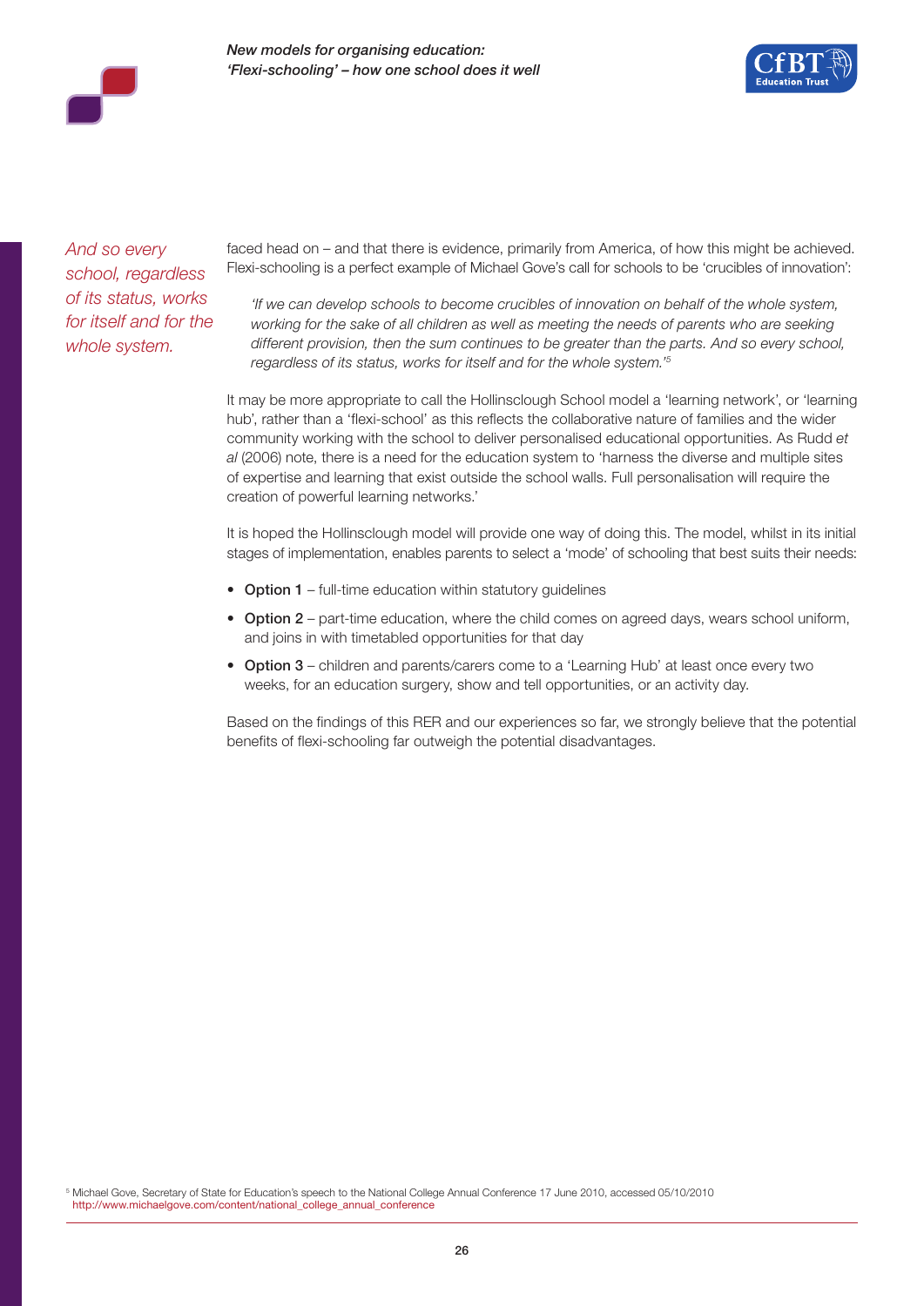*And so every school, regardless of its status, works for itself and for the whole system.*

faced head on – and that there is evidence, primarily from America, of how this might be achieved. Flexi-schooling is a perfect example of Michael Gove's call for schools to be 'crucibles of innovation':

> *'If we can develop schools to become crucibles of innovation on behalf of the whole system, working for the sake of all children as well as meeting the needs of parents who are seeking different provision, then the sum continues to be greater than the parts. And so every school, regardless of its status, works for itself and for the whole system.'*[5]

It may be more appropriate to call the Hollinsclough School model a 'learning network', or 'learning hub', rather than a 'flexi-school' as this reflects the collaborative nature of families and the wider community working with the school to deliver personalised educational opportunities. As Rudd *et al* (2006) note, there is a need for the education system to 'harness the diverse and multiple sites of expertise and learning that exist outside the school walls. Full personalisation will require the creation of powerful learning networks.'

It is hoped the Hollinsclough model will provide one way of doing this. The model, whilst in its initial stages of implementation, enables parents to select a 'mode' of schooling that best suits their needs:

- **Option 1** – full-time education within statutory guidelines
- **Option 2** – part-time education, where the child comes on agreed days, wears school uniform, and joins in with timetabled opportunities for that day
- **Option 3** – children and parents/carers come to a 'Learning Hub' at least once every two weeks, for an education surgery, show and tell opportunities, or an activity day.

Based on the findings of this RER and our experiences so far, we strongly believe that the potential benefits of flexi-schooling far outweigh the potential disadvantages.

[5] Michael Gove, Secretary of State for Education's speech to the National College Annual Conference 17 June 2010, accessed 05/10/2010 http://www.michaelgove.com/content/national_college_annual_conference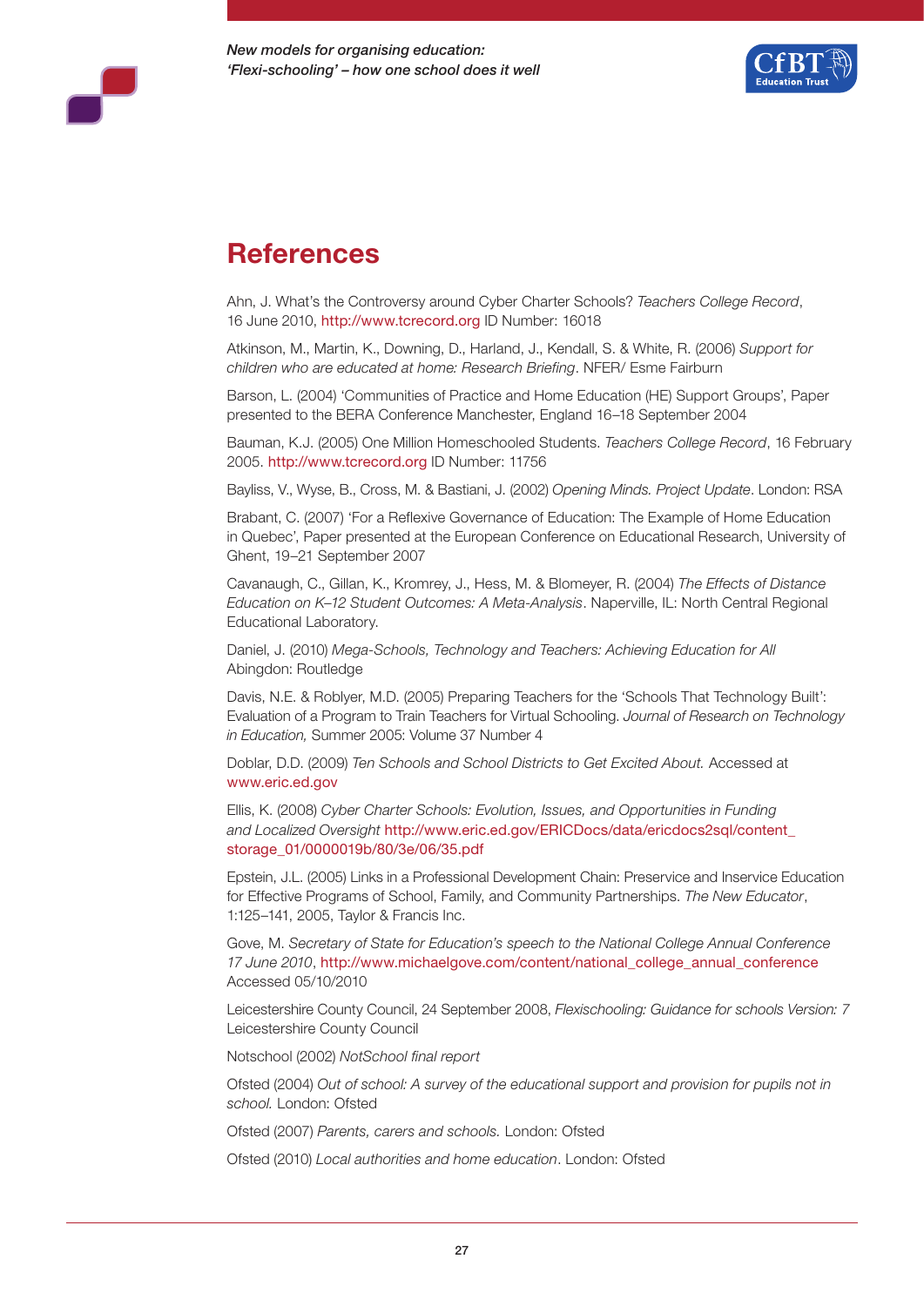# References

Ahn, J. What's the Controversy around Cyber Charter Schools? *Teachers College Record*, 16 June 2010, http://www.tcrecord.org ID Number: 16018

Atkinson, M., Martin, K., Downing, D., Harland, J., Kendall, S. & White, R. (2006) *Support for children who are educated at home: Research Briefing*. NFER/ Esme Fairburn

Barson, L. (2004) 'Communities of Practice and Home Education (HE) Support Groups', Paper presented to the BERA Conference Manchester, England 16–18 September 2004

Bauman, K.J. (2005) One Million Homeschooled Students. *Teachers College Record*, 16 February 2005. http://www.tcrecord.org ID Number: 11756

Bayliss, V., Wyse, B., Cross, M. & Bastiani, J. (2002) *Opening Minds. Project Update*. London: RSA

Brabant, C. (2007) 'For a Reflexive Governance of Education: The Example of Home Education in Quebec', Paper presented at the European Conference on Educational Research, University of Ghent, 19–21 September 2007

Cavanaugh, C., Gillan, K., Kromrey, J., Hess, M. & Blomeyer, R. (2004) *The Effects of Distance Education on K–12 Student Outcomes: A Meta-Analysis*. Naperville, IL: North Central Regional Educational Laboratory.

Daniel, J. (2010) *Mega-Schools, Technology and Teachers: Achieving Education for All* Abingdon: Routledge

Davis, N.E. & Roblyer, M.D. (2005) Preparing Teachers for the 'Schools That Technology Built': Evaluation of a Program to Train Teachers for Virtual Schooling. *Journal of Research on Technology in Education,* Summer 2005: Volume 37 Number 4

Doblar, D.D. (2009) *Ten Schools and School Districts to Get Excited About.* Accessed at www.eric.ed.gov

Ellis, K. (2008) *Cyber Charter Schools: Evolution, Issues, and Opportunities in Funding and Localized Oversight* http://www.eric.ed.gov/ERICDocs/data/ericdocs2sql/content_storage_01/0000019b/80/3e/06/35.pdf

Epstein, J.L. (2005) Links in a Professional Development Chain: Preservice and Inservice Education for Effective Programs of School, Family, and Community Partnerships. *The New Educator*, 1:125–141, 2005, Taylor & Francis Inc.

Gove, M. *Secretary of State for Education's speech to the National College Annual Conference 17 June 2010*, http://www.michaelgove.com/content/national_college_annual_conference Accessed 05/10/2010

Leicestershire County Council, 24 September 2008, *Flexischooling: Guidance for schools Version: 7* Leicestershire County Council

Notschool (2002) *NotSchool final report*

Ofsted (2004) *Out of school: A survey of the educational support and provision for pupils not in school.* London: Ofsted

Ofsted (2007) *Parents, carers and schools.* London: Ofsted

Ofsted (2010) *Local authorities and home education*. London: Ofsted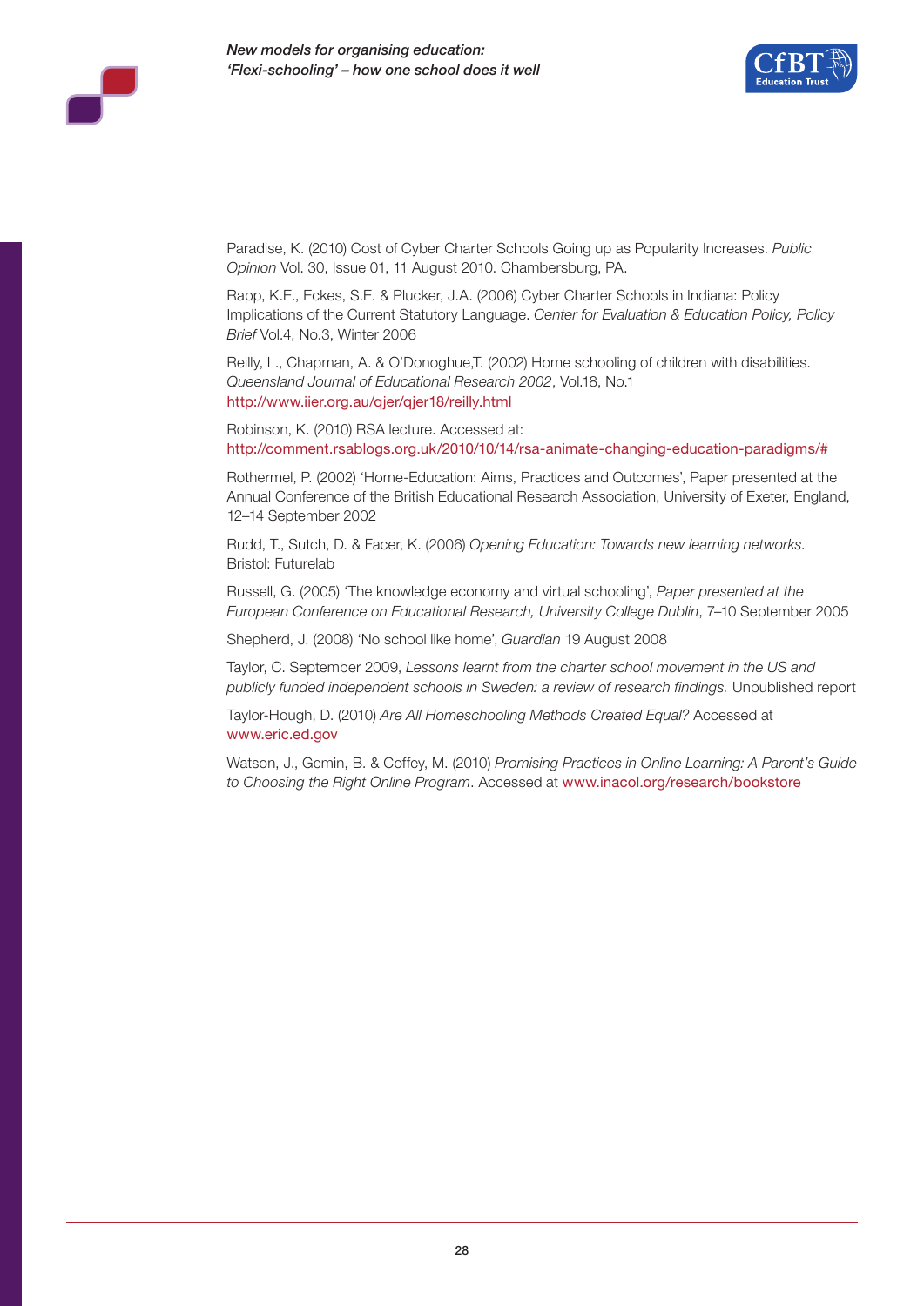Paradise, K. (2010) Cost of Cyber Charter Schools Going up as Popularity Increases. *Public Opinion* Vol. 30, Issue 01, 11 August 2010. Chambersburg, PA.

Rapp, K.E., Eckes, S.E. & Plucker, J.A. (2006) Cyber Charter Schools in Indiana: Policy Implications of the Current Statutory Language. *Center for Evaluation & Education Policy, Policy Brief* Vol.4, No.3, Winter 2006

Reilly, L., Chapman, A. & O'Donoghue,T. (2002) Home schooling of children with disabilities. *Queensland Journal of Educational Research 2002*, Vol.18, No.1 http://www.iier.org.au/qjer/qjer18/reilly.html

Robinson, K. (2010) RSA lecture. Accessed at: http://comment.rsablogs.org.uk/2010/10/14/rsa-animate-changing-education-paradigms/#

Rothermel, P. (2002) 'Home-Education: Aims, Practices and Outcomes', Paper presented at the Annual Conference of the British Educational Research Association, University of Exeter, England, 12–14 September 2002

Rudd, T., Sutch, D. & Facer, K. (2006) *Opening Education: Towards new learning networks.* Bristol: Futurelab

Russell, G. (2005) 'The knowledge economy and virtual schooling', *Paper presented at the European Conference on Educational Research, University College Dublin*, 7–10 September 2005

Shepherd, J. (2008) 'No school like home', *Guardian* 19 August 2008

Taylor, C. September 2009, *Lessons learnt from the charter school movement in the US and publicly funded independent schools in Sweden: a review of research findings.* Unpublished report

Taylor-Hough, D. (2010) *Are All Homeschooling Methods Created Equal?* Accessed at www.eric.ed.gov

Watson, J., Gemin, B. & Coffey, M. (2010) *Promising Practices in Online Learning: A Parent's Guide to Choosing the Right Online Program*. Accessed at www.inacol.org/research/bookstore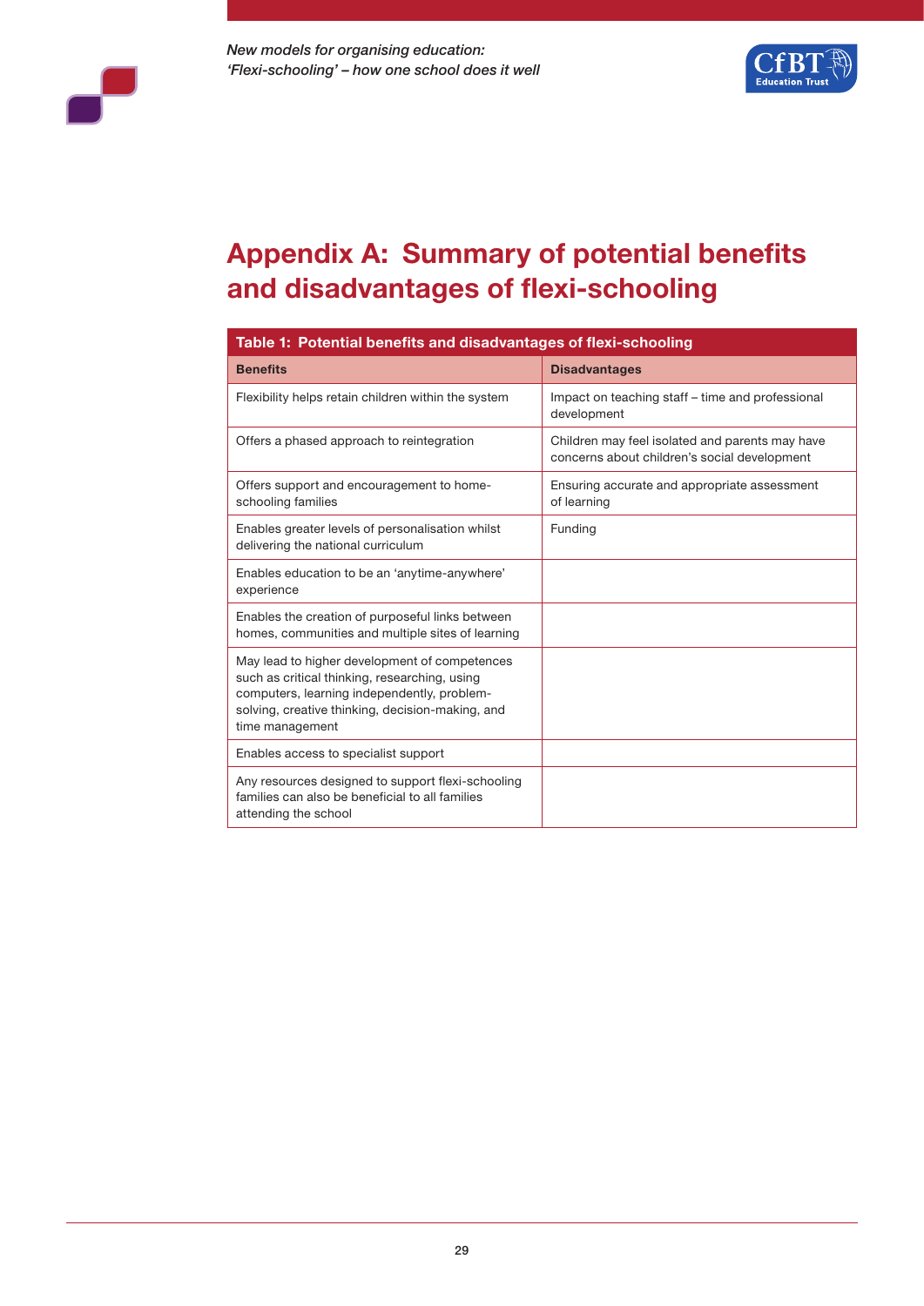# Appendix A: Summary of potential benefits and disadvantages of flexi-schooling

**Table 1: Potential benefits and disadvantages of flexi-schooling**

| Benefits | Disadvantages |
|---|---|
| Flexibility helps retain children within the system | Impact on teaching staff – time and professional development |
| Offers a phased approach to reintegration | Children may feel isolated and parents may have concerns about children's social development |
| Offers support and encouragement to home-schooling families | Ensuring accurate and appropriate assessment of learning |
| Enables greater levels of personalisation whilst delivering the national curriculum | Funding |
| Enables education to be an 'anytime-anywhere' experience | |
| Enables the creation of purposeful links between homes, communities and multiple sites of learning | |
| May lead to higher development of competences such as critical thinking, researching, using computers, learning independently, problem-solving, creative thinking, decision-making, and time management | |
| Enables access to specialist support | |
| Any resources designed to support flexi-schooling families can also be beneficial to all families attending the school | |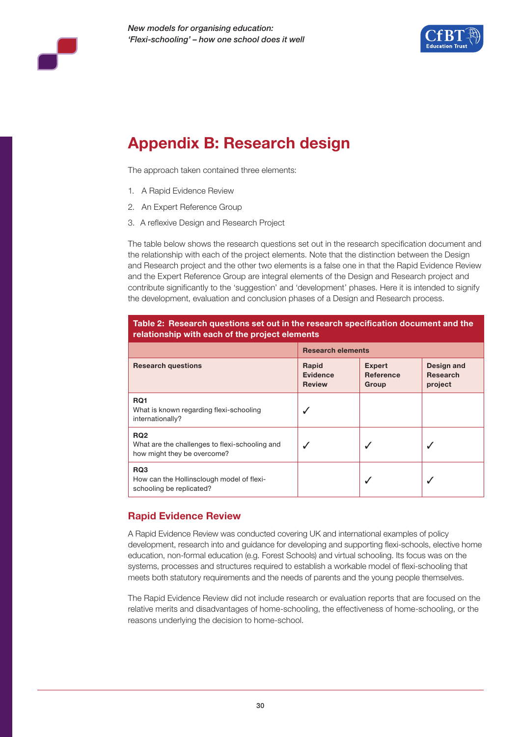# Appendix B: Research design

The approach taken contained three elements:

1. A Rapid Evidence Review
2. An Expert Reference Group
3. A reflexive Design and Research Project

The table below shows the research questions set out in the research specification document and the relationship with each of the project elements. Note that the distinction between the Design and Research project and the other two elements is a false one in that the Rapid Evidence Review and the Expert Reference Group are integral elements of the Design and Research project and contribute significantly to the 'suggestion' and 'development' phases. Here it is intended to signify the development, evaluation and conclusion phases of a Design and Research process.

**Table 2: Research questions set out in the research specification document and the relationship with each of the project elements**

| | Research elements | | |
|---|---|---|---|
| **Research questions** | **Rapid Evidence Review** | **Expert Reference Group** | **Design and Research project** |
| **RQ1** What is known regarding flexi-schooling internationally? | ✓ | | |
| **RQ2** What are the challenges to flexi-schooling and how might they be overcome? | ✓ | ✓ | ✓ |
| **RQ3** How can the Hollinsclough model of flexi-schooling be replicated? | | ✓ | ✓ |

## Rapid Evidence Review

A Rapid Evidence Review was conducted covering UK and international examples of policy development, research into and guidance for developing and supporting flexi-schools, elective home education, non-formal education (e.g. Forest Schools) and virtual schooling. Its focus was on the systems, processes and structures required to establish a workable model of flexi-schooling that meets both statutory requirements and the needs of parents and the young people themselves.

The Rapid Evidence Review did not include research or evaluation reports that are focused on the relative merits and disadvantages of home-schooling, the effectiveness of home-schooling, or the reasons underlying the decision to home-school.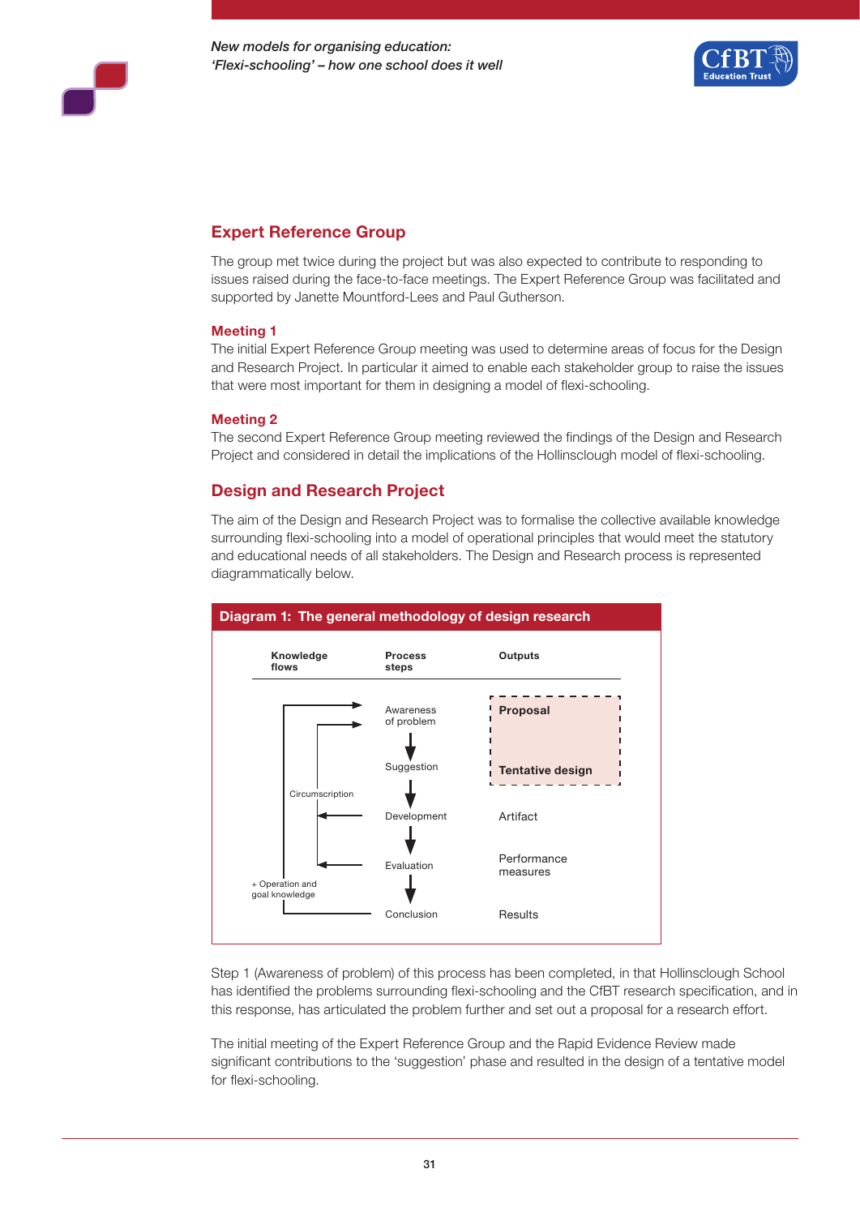## Expert Reference Group

The group met twice during the project but was also expected to contribute to responding to issues raised during the face-to-face meetings. The Expert Reference Group was facilitated and supported by Janette Mountford-Lees and Paul Gutherson.

### Meeting 1

The initial Expert Reference Group meeting was used to determine areas of focus for the Design and Research Project. In particular it aimed to enable each stakeholder group to raise the issues that were most important for them in designing a model of flexi-schooling.

### Meeting 2

The second Expert Reference Group meeting reviewed the findings of the Design and Research Project and considered in detail the implications of the Hollinsclough model of flexi-schooling.

## Design and Research Project

The aim of the Design and Research Project was to formalise the collective available knowledge surrounding flexi-schooling into a model of operational principles that would meet the statutory and educational needs of all stakeholders. The Design and Research process is represented diagrammatically below.

**Diagram 1: The general methodology of design research**

| Knowledge flows | Process steps | Outputs |
|---|---|---|
| | Awareness of problem | **Proposal** |
| | Suggestion | **Tentative design** |
| Circumscription | Development | Artifact |
| | Evaluation | Performance measures |
| + Operation and goal knowledge | Conclusion | Results |

Step 1 (Awareness of problem) of this process has been completed, in that Hollinsclough School has identified the problems surrounding flexi-schooling and the CfBT research specification, and in this response, has articulated the problem further and set out a proposal for a research effort.

The initial meeting of the Expert Reference Group and the Rapid Evidence Review made significant contributions to the 'suggestion' phase and resulted in the design of a tentative model for flexi-schooling.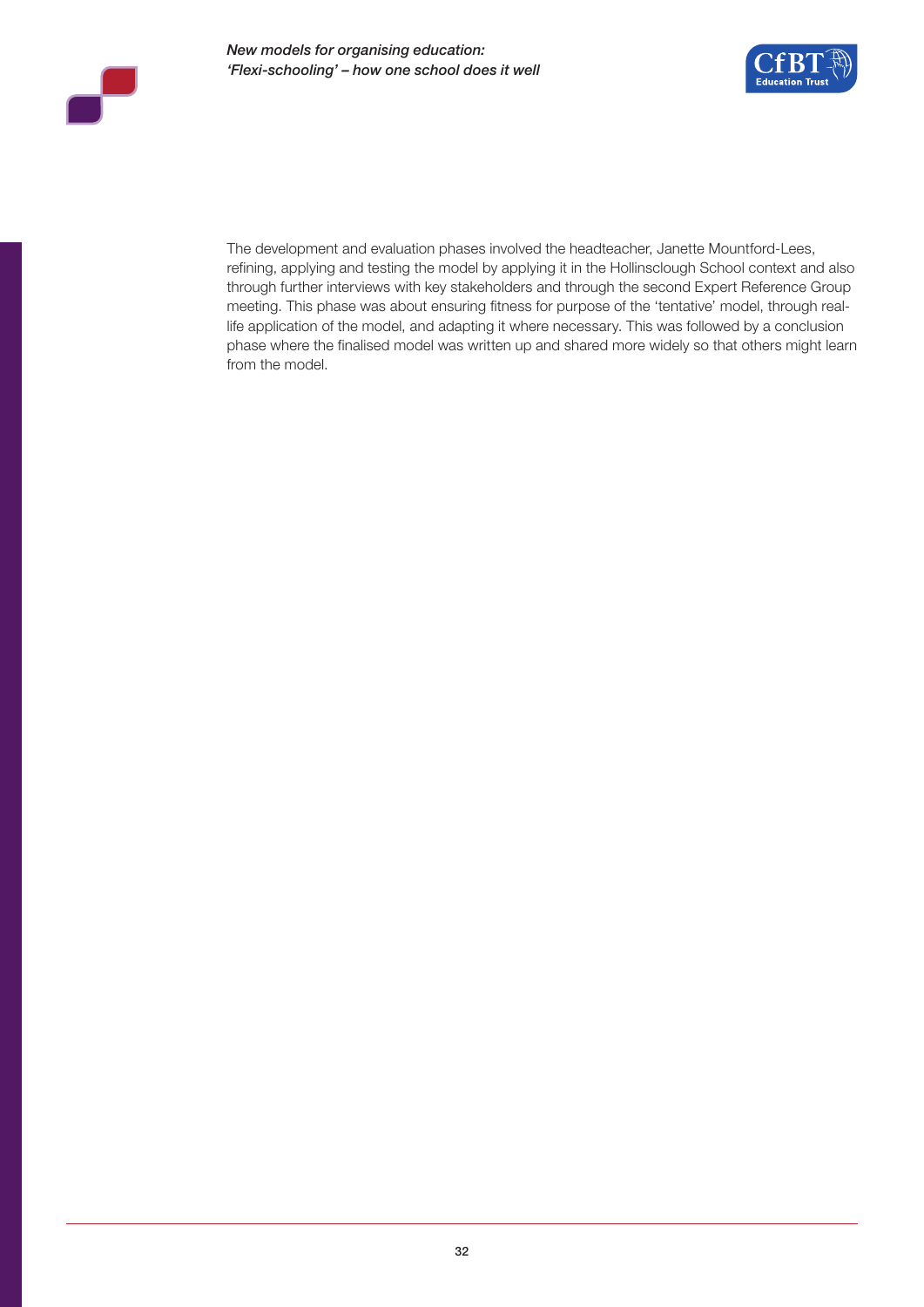The development and evaluation phases involved the headteacher, Janette Mountford-Lees, refining, applying and testing the model by applying it in the Hollinsclough School context and also through further interviews with key stakeholders and through the second Expert Reference Group meeting. This phase was about ensuring fitness for purpose of the 'tentative' model, through real-life application of the model, and adapting it where necessary. This was followed by a conclusion phase where the finalised model was written up and shared more widely so that others might learn from the model.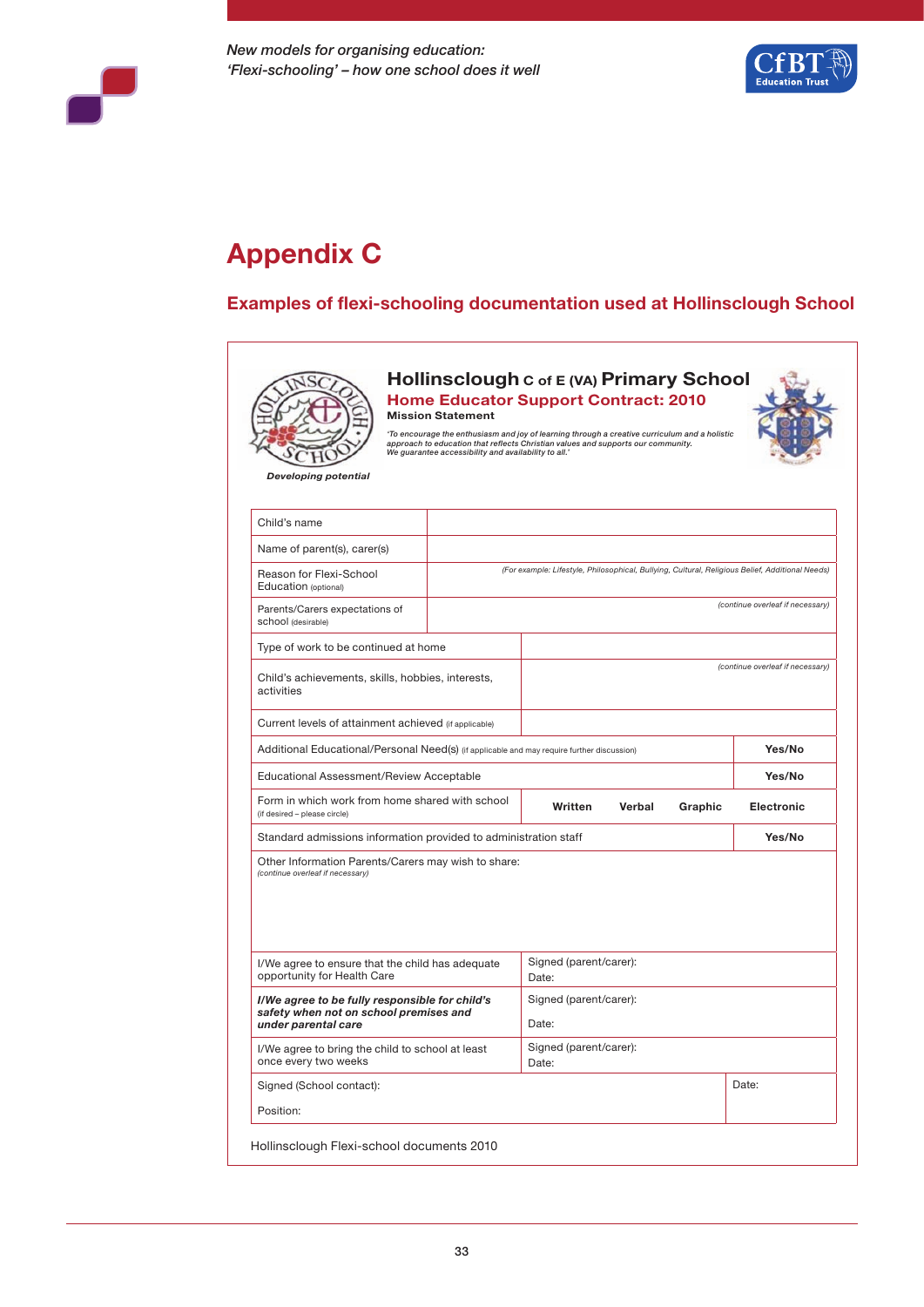# Appendix C

## Examples of flexi-schooling documentation used at Hollinsclough School

**Hollinsclough C of E (VA) Primary School**

**Home Educator Support Contract: 2010**

**Mission Statement**

*'To encourage the enthusiasm and joy of learning through a creative curriculum and a holistic approach to education that reflects Christian values and supports our community. We guarantee accessibility and availability to all.'*

***Developing potential***

| | | | | |
|---|---|---|---|---|
| Child's name | | | | |
| Name of parent(s), carer(s) | | | | |
| Reason for Flexi-School Education (optional) | *(For example: Lifestyle, Philosophical, Bullying, Cultural, Religious Belief, Additional Needs)* | | | |
| Parents/Carers expectations of school (desirable) | *(continue overleaf if necessary)* | | | |
| Type of work to be continued at home | | | | |
| Child's achievements, skills, hobbies, interests, activities | *(continue overleaf if necessary)* | | | |
| Current levels of attainment achieved (if applicable) | | | | |
| Additional Educational/Personal Need(s) (if applicable and may require further discussion) | | | | **Yes/No** |
| Educational Assessment/Review Acceptable | | | | **Yes/No** |
| Form in which work from home shared with school (if desired – please circle) | **Written** | **Verbal** | **Graphic** | **Electronic** |
| Standard admissions information provided to administration staff | | | | **Yes/No** |
| Other Information Parents/Carers may wish to share: *(continue overleaf if necessary)* | | | | |
| I/We agree to ensure that the child has adequate opportunity for Health Care | Signed (parent/carer): Date: | | | |
| ***I/We agree to be fully responsible for child's safety when not on school premises and under parental care*** | Signed (parent/carer): Date: | | | |
| I/We agree to bring the child to school at least once every two weeks | Signed (parent/carer): Date: | | | |
| Signed (School contact): Position: | | | | Date: |

Hollinsclough Flexi-school documents 2010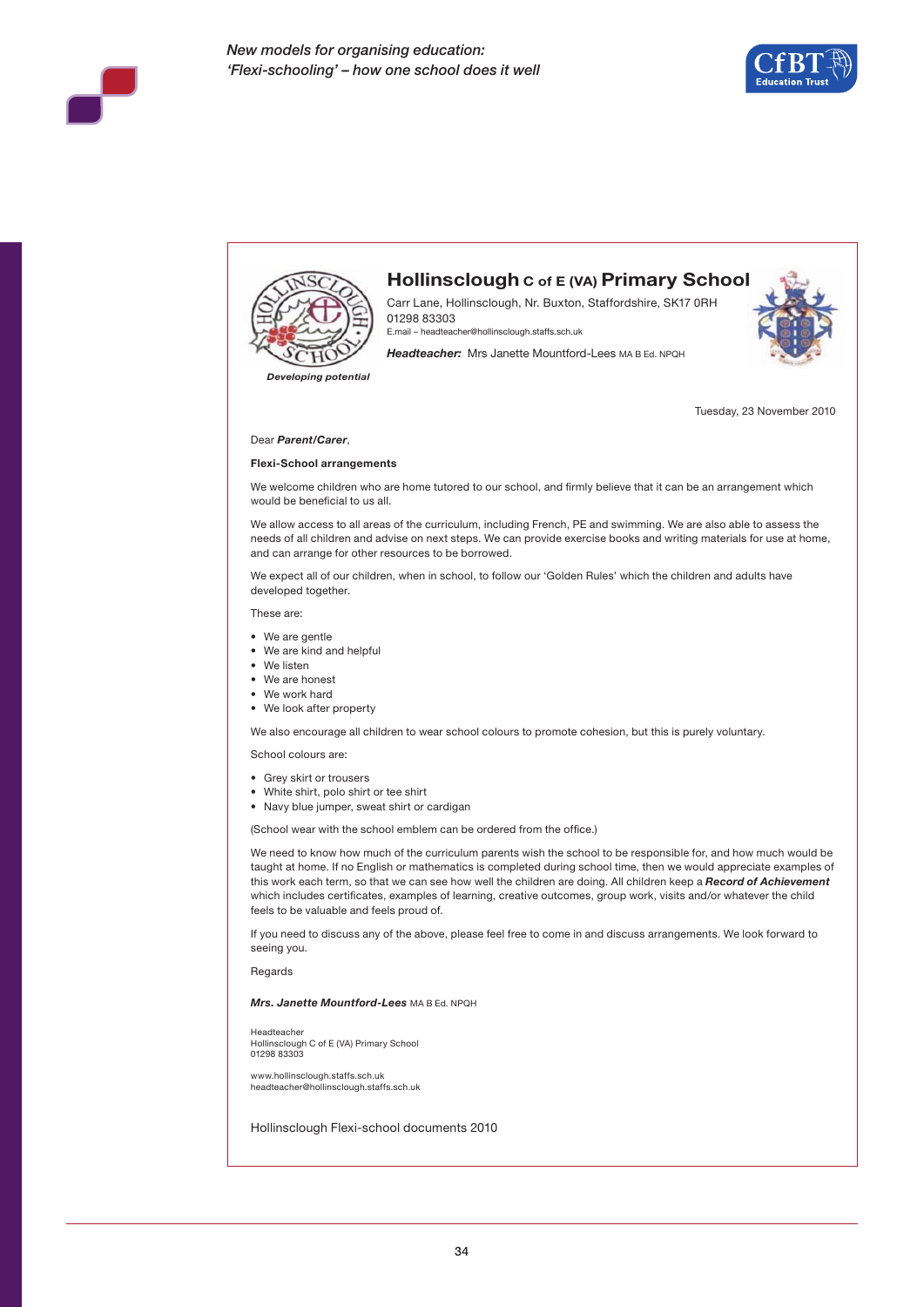## Hollinsclough C of E (VA) Primary School

Carr Lane, Hollinsclough, Nr. Buxton, Staffordshire, SK17 0RH
01298 83303
E.mail – headteacher@hollinsclough.staffs.sch.uk

***Headteacher:*** Mrs Janette Mountford-Lees MA B Ed. NPQH

***Developing potential***

Tuesday, 23 November 2010

Dear ***Parent/Carer***,

**Flexi-School arrangements**

We welcome children who are home tutored to our school, and firmly believe that it can be an arrangement which would be beneficial to us all.

We allow access to all areas of the curriculum, including French, PE and swimming. We are also able to assess the needs of all children and advise on next steps. We can provide exercise books and writing materials for use at home, and can arrange for other resources to be borrowed.

We expect all of our children, when in school, to follow our 'Golden Rules' which the children and adults have developed together.

These are:

- We are gentle
- We are kind and helpful
- We listen
- We are honest
- We work hard
- We look after property

We also encourage all children to wear school colours to promote cohesion, but this is purely voluntary.

School colours are:

- Grey skirt or trousers
- White shirt, polo shirt or tee shirt
- Navy blue jumper, sweat shirt or cardigan

(School wear with the school emblem can be ordered from the office.)

We need to know how much of the curriculum parents wish the school to be responsible for, and how much would be taught at home. If no English or mathematics is completed during school time, then we would appreciate examples of this work each term, so that we can see how well the children are doing. All children keep a ***Record of Achievement*** which includes certificates, examples of learning, creative outcomes, group work, visits and/or whatever the child feels to be valuable and feels proud of.

If you need to discuss any of the above, please feel free to come in and discuss arrangements. We look forward to seeing you.

Regards

***Mrs. Janette Mountford-Lees*** MA B Ed. NPQH

Headteacher
Hollinsclough C of E (VA) Primary School
01298 83303

www.hollinsclough.staffs.sch.uk
headteacher@hollinsclough.staffs.sch.uk

Hollinsclough Flexi-school documents 2010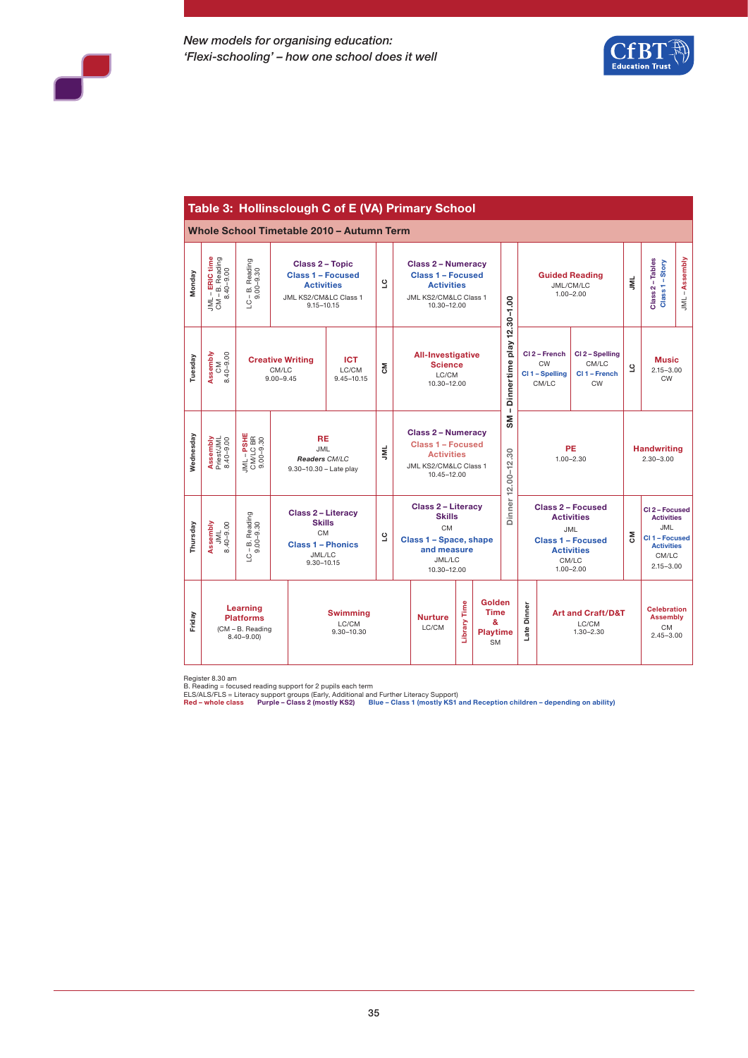## Table 3: Hollinsclough C of E (VA) Primary School

**Whole School Timetable 2010 – Autumn Term**

| Day | | | | | | | | |
|---|---|---|---|---|---|---|---|---|
| **Monday** | JML – ERIC time; CM – B. Reading 8.40–9.00 | LC – B. Reading 9.00–9.30 | Class 2 – Topic; Class 1 – Focused Activities; JML KS2/CM&LC Class 1 9.15–10.15 | LC | Class 2 – Numeracy; Class 1 – Focused Activities; JML KS2/CM&LC Class 1 10.30–12.00 | SM – Dinnertime play 12.30–1.00; Dinner 12.00–12.30 | Guided Reading JML/CM/LC 1.00–2.00 | JML; Class 2 – Tables, Class 1 – Story; JML – Assembly |
| **Tuesday** | Assembly CM 8.40–9.00 | Creative Writing CM/LC 9.00–9.45 | ICT LC/CM 9.45–10.15 | CM | All-Investigative Science LC/CM 10.30–12.00 | | Cl 2 – French CW, Cl 1 – Spelling CM/LC; Cl 2 – Spelling CM/LC, Cl 1 – French CW | LC; Music 2.15–3.00 CW |
| **Wednesday** | Assembly Priest/JML 8.40–9.00 | JML – PSHE CM/LC BR 9.00–9.30 | RE JML *Readers* CM/LC 9.30–10.30 – Late play | JML | Class 2 – Numeracy; Class 1 – Focused Activities; JML KS2/CM&LC Class 1 10.45–12.00 | | PE 1.00–2.30 | Handwriting 2.30–3.00 |
| **Thursday** | Assembly JML 8.40–9.00 | LC – B. Reading 9.00–9.30 | Class 2 – Literacy Skills CM; Class 1 – Phonics JML/LC 9.30–10.15 | LC | Class 2 – Literacy Skills CM; Class 1 – Space, shape and measure JML/LC 10.30–12.00 | | Class 2 – Focused Activities JML; Class 1 – Focused Activities CM/LC 1.00–2.00 | CM; Cl 2 – Focused Activities JML, Cl 1 – Focused Activities CM/LC 2.15–3.00 |
| **Friday** | Learning Platforms (CM – B. Reading 8.40–9.00) | Swimming LC/CM 9.30–10.30 | Nurture LC/CM | Library Time | Golden Time & Playtime SM | Late Dinner | Art and Craft/D&T LC/CM 1.30–2.30 | Celebration Assembly CM 2.45–3.00 |

Register 8.30 am
B. Reading = focused reading support for 2 pupils each term
ELS/ALS/FLS = Literacy support groups (Early, Additional and Further Literacy Support)
Red – whole class    Purple – Class 2 (mostly KS2)    Blue – Class 1 (mostly KS1 and Reception children – depending on ability)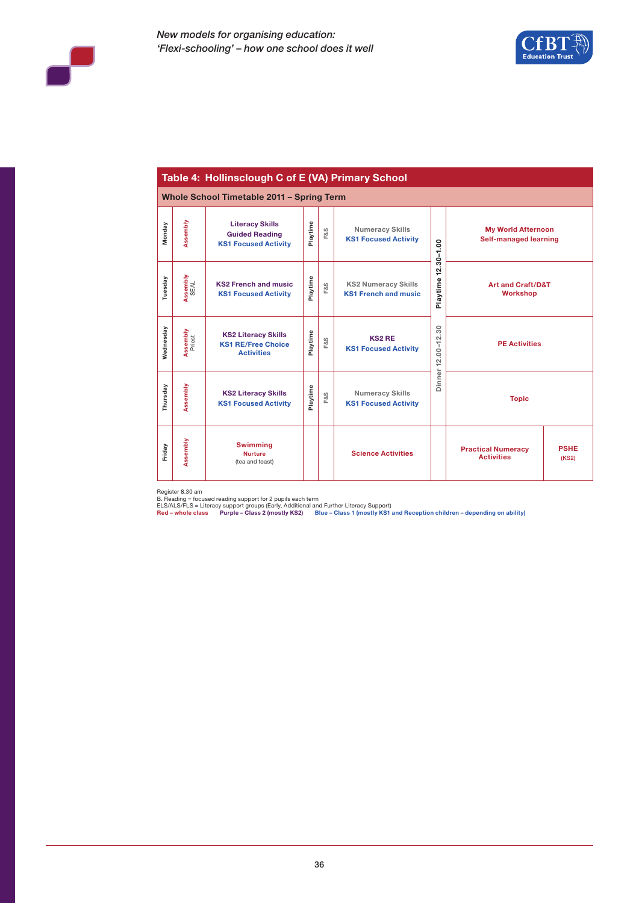**Table 4: Hollinsclough C of E (VA) Primary School**

**Whole School Timetable 2011 – Spring Term**

| Day | | Morning session 1 | | | Morning session 2 | | Afternoon session | |
|---|---|---|---|---|---|---|---|---|
| Monday | Assembly | Literacy Skills<br>Guided Reading<br>KS1 Focused Activity | Playtime | F&S | Numeracy Skills<br>KS1 Focused Activity | Dinner 12.00–12.30<br>Playtime 12.30–1.00 | My World Afternoon<br>Self-managed learning | |
| Tuesday | Assembly<br>SEAL | KS2 French and music<br>KS1 Focused Activity | Playtime | F&S | KS2 Numeracy Skills<br>KS1 French and music | | Art and Craft/D&T Workshop | |
| Wednesday | Assembly<br>Priest | KS2 Literacy Skills<br>KS1 RE/Free Choice Activities | Playtime | F&S | KS2 RE<br>KS1 Focused Activity | | PE Activities | |
| Thursday | Assembly | KS2 Literacy Skills<br>KS1 Focused Activity | Playtime | F&S | Numeracy Skills<br>KS1 Focused Activity | | Topic | |
| Friday | Assembly | Swimming<br>Nurture<br>(tea and toast) | | | Science Activities | | Practical Numeracy Activities | PSHE (KS2) |

Register 8.30 am
B. Reading = focused reading support for 2 pupils each term
ELS/ALS/FLS = Literacy support groups (Early, Additional and Further Literacy Support)
**Red – whole class** **Purple – Class 2 (mostly KS2)** **Blue – Class 1 (mostly KS1 and Reception children – depending on ability)**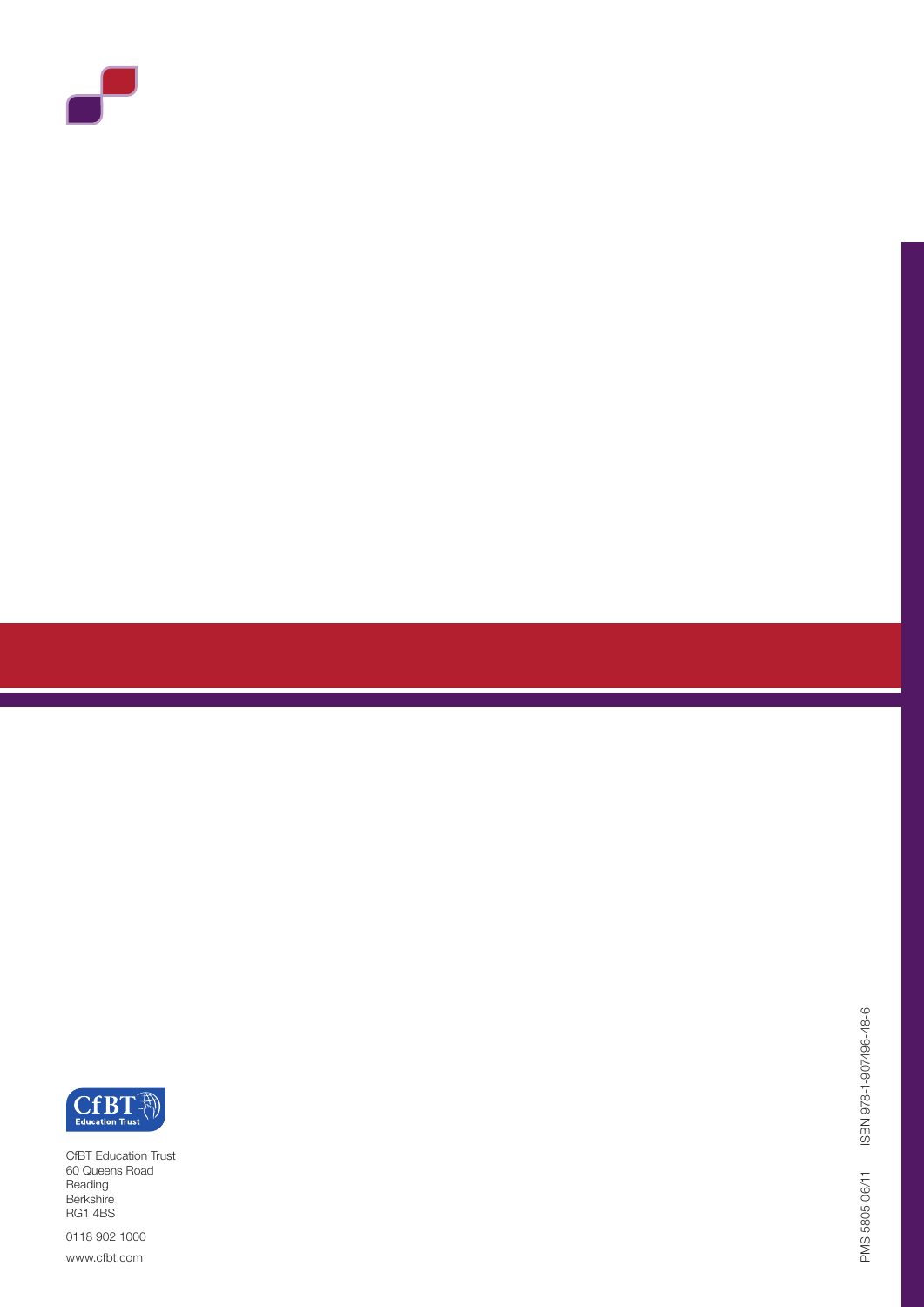CfBT Education Trust
60 Queens Road
Reading
Berkshire
RG1 4BS

0118 902 1000

www.cfbt.com

PMS 5805 06/11 ISBN 978-1-907496-48-6